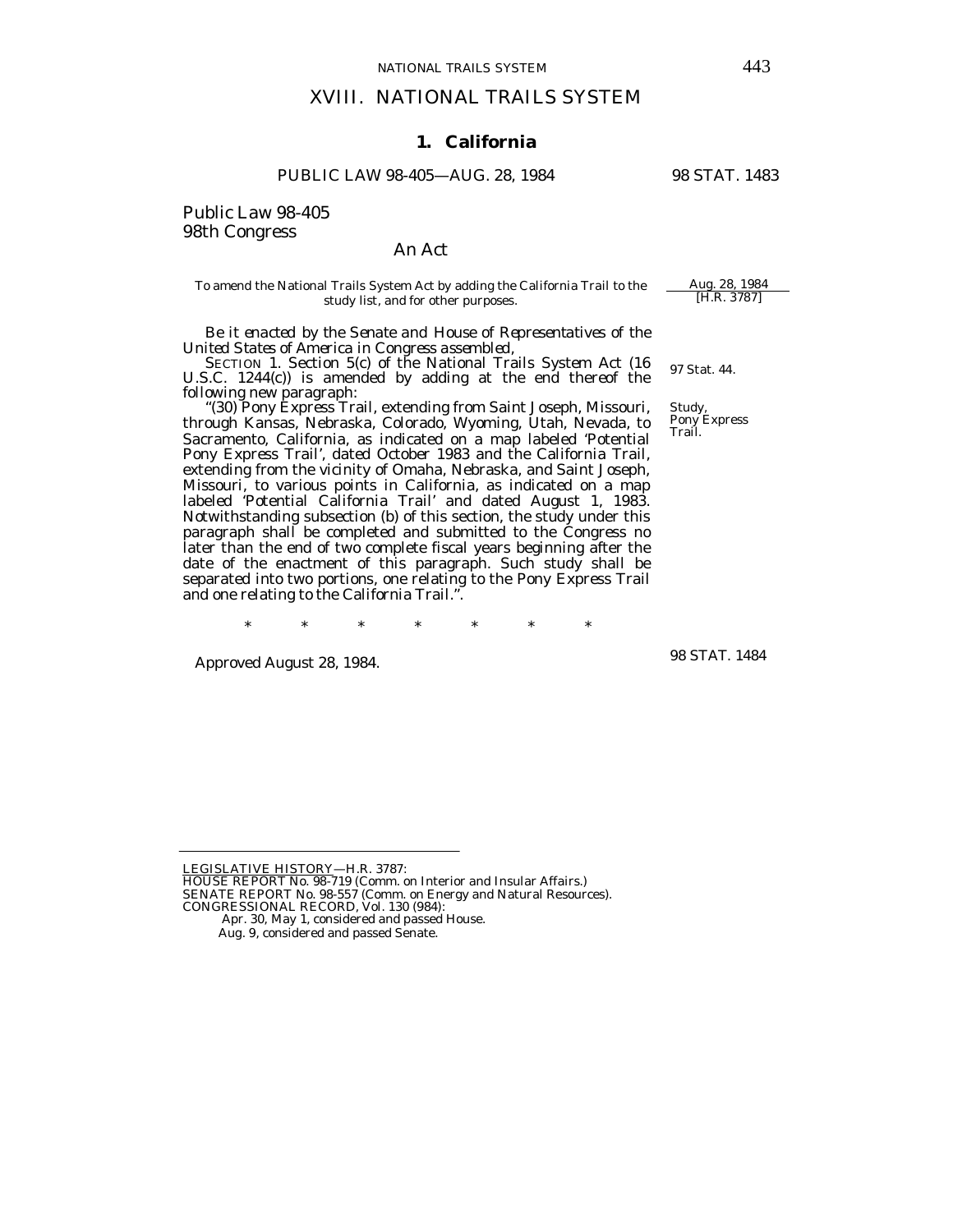# XVIII. NATIONAL TRAILS SYSTEM

## 1. California

PUBLIC LAW 98-405—AUG. 28, 1984 98 STAT. 1483

Public Law 98-405
98th Congress

An Act

To amend the National Trails System Act by adding the California Trail to the study list, and for other purposes.

Aug. 28, 1984
[H.R. 3787]

*Be it enacted by the Senate and House of Representatives of the United States of America in Congress assembled,*

SECTION 1. Section 5(c) of the National Trails System Act (16 U.S.C. 1244(c)) is amended by adding at the end thereof the following new paragraph:

97 Stat. 44.

"(30) Pony Express Trail, extending from Saint Joseph, Missouri, through Kansas, Nebraska, Colorado, Wyoming, Utah, Nevada, to Sacramento, California, as indicated on a map labeled 'Potential Pony Express Trail', dated October 1983 and the California Trail, extending from the vicinity of Omaha, Nebraska, and Saint Joseph, Missouri, to various points in California, as indicated on a map labeled 'Potential California Trail' and dated August 1, 1983. Notwithstanding subsection (b) of this section, the study under this paragraph shall be completed and submitted to the Congress no later than the end of two complete fiscal years beginning after the date of the enactment of this paragraph. Such study shall be separated into two portions, one relating to the Pony Express Trail and one relating to the California Trail.".

Study, Pony Express Trail.

\* \* \* \* \* \* \*

Approved August 28, 1984.

98 STAT. 1484

LEGISLATIVE HISTORY—H.R. 3787:
HOUSE REPORT No. 98-719 (Comm. on Interior and Insular Affairs.)
SENATE REPORT No. 98-557 (Comm. on Energy and Natural Resources).
CONGRESSIONAL RECORD, Vol. 130 (984):
Apr. 30, May 1, considered and passed House.
Aug. 9, considered and passed Senate.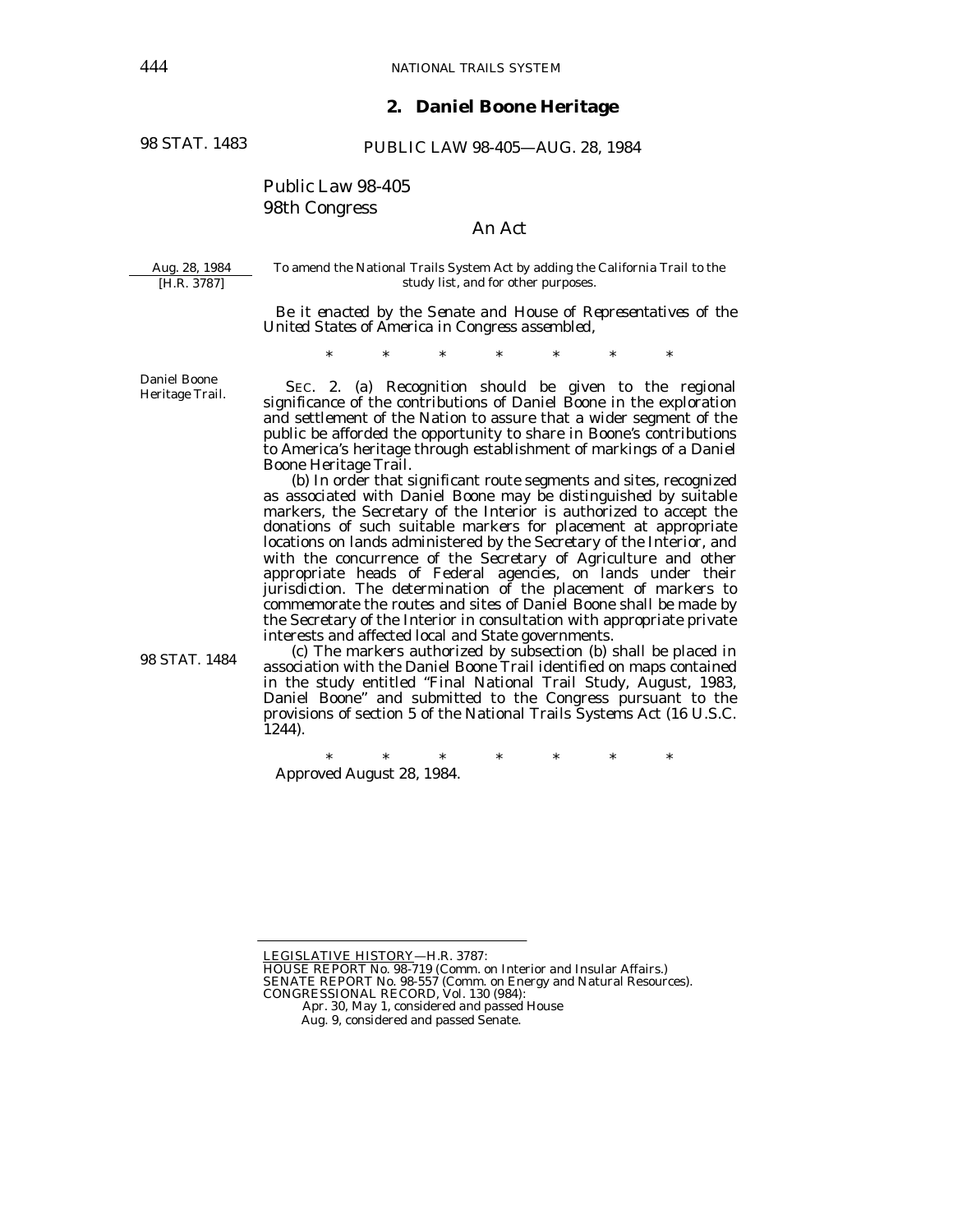## 2. Daniel Boone Heritage

98 STAT. 1483

PUBLIC LAW 98-405—AUG. 28, 1984

Public Law 98-405
98th Congress

An Act

Aug. 28, 1984
[H.R. 3787]

To amend the National Trails System Act by adding the California Trail to the study list, and for other purposes.

*Be it enacted by the Senate and House of Representatives of the United States of America in Congress assembled,*

\* \* \* \* \* \* \*

Daniel Boone Heritage Trail.

SEC. 2. (a) Recognition should be given to the regional significance of the contributions of Daniel Boone in the exploration and settlement of the Nation to assure that a wider segment of the public be afforded the opportunity to share in Boone's contributions to America's heritage through establishment of markings of a Daniel Boone Heritage Trail.

(b) In order that significant route segments and sites, recognized as associated with Daniel Boone may be distinguished by suitable markers, the Secretary of the Interior is authorized to accept the donations of such suitable markers for placement at appropriate locations on lands administered by the Secretary of the Interior, and with the concurrence of the Secretary of Agriculture and other appropriate heads of Federal agencies, on lands under their jurisdiction. The determination of the placement of markers to commemorate the routes and sites of Daniel Boone shall be made by the Secretary of the Interior in consultation with appropriate private interests and affected local and State governments.

98 STAT. 1484

(c) The markers authorized by subsection (b) shall be placed in association with the Daniel Boone Trail identified on maps contained in the study entitled "Final National Trail Study, August, 1983, Daniel Boone" and submitted to the Congress pursuant to the provisions of section 5 of the National Trails Systems Act (16 U.S.C. 1244).

\* \* \* \* \* \* \*

Approved August 28, 1984.

---

LEGISLATIVE HISTORY—H.R. 3787:
HOUSE REPORT No. 98-719 (Comm. on Interior and Insular Affairs.)
SENATE REPORT No. 98-557 (Comm. on Energy and Natural Resources).
CONGRESSIONAL RECORD, Vol. 130 (984):
Apr. 30, May 1, considered and passed House
Aug. 9, considered and passed Senate.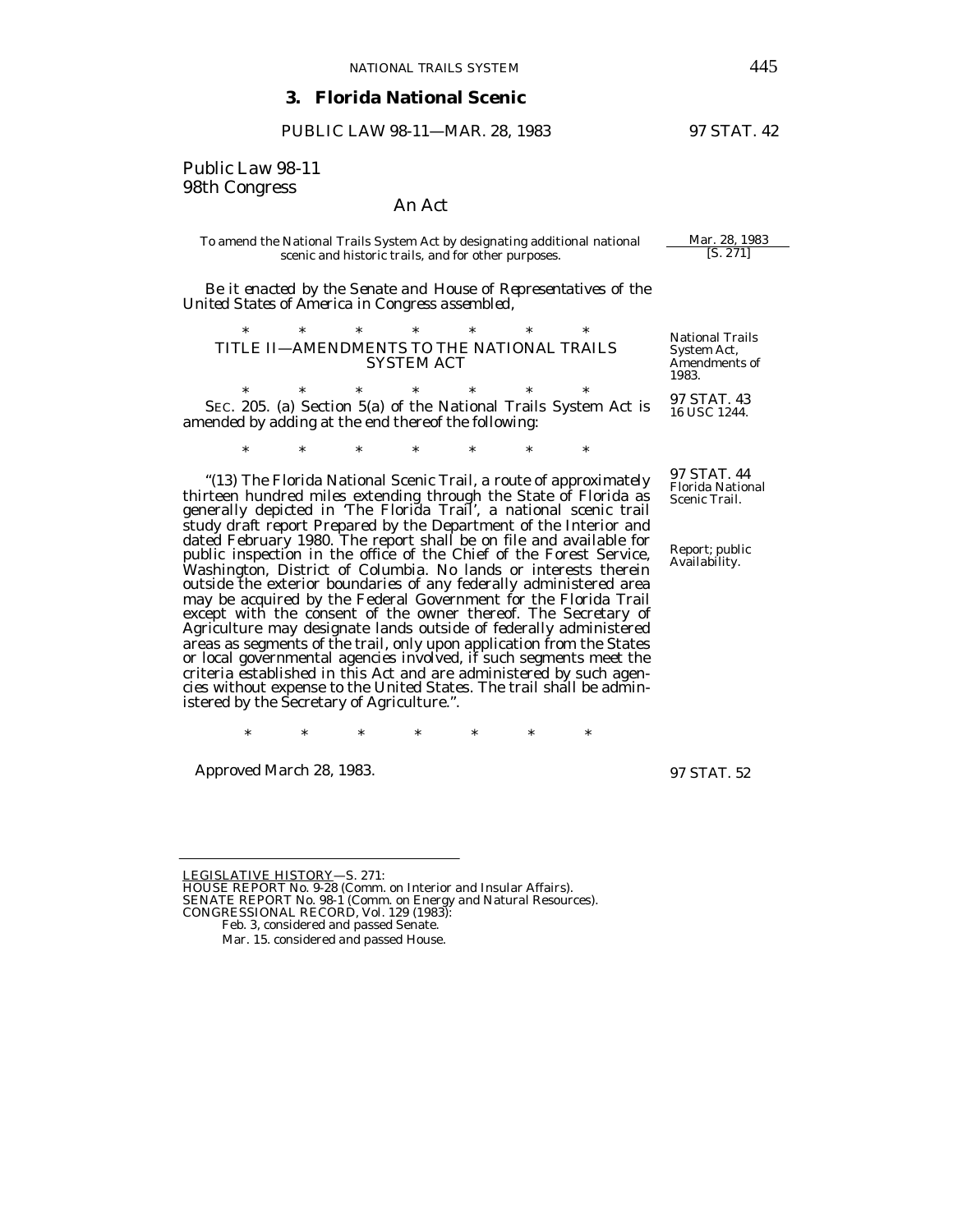## 3. Florida National Scenic

PUBLIC LAW 98-11—MAR. 28, 1983 97 STAT. 42

Public Law 98-11
98th Congress

An Act

To amend the National Trails System Act by designating additional national scenic and historic trails, and for other purposes.

Mar. 28, 1983
[S. 271]

*Be it enacted by the Senate and House of Representatives of the United States of America in Congress assembled,*

\*   \*   \*   \*   \*   \*   \*

TITLE II—AMENDMENTS TO THE NATIONAL TRAILS SYSTEM ACT

National Trails System Act, Amendments of 1983.

\*   \*   \*   \*   \*   \*   \*

97 STAT. 43
16 USC 1244.

SEC. 205. (a) Section 5(a) of the National Trails System Act is amended by adding at the end thereof the following:

\*   \*   \*   \*   \*   \*   \*

97 STAT. 44
Florida National Scenic Trail.

"(13) The Florida National Scenic Trail, a route of approximately thirteen hundred miles extending through the State of Florida as generally depicted in 'The Florida Trail', a national scenic trail study draft report Prepared by the Department of the Interior and dated February 1980. The report shall be on file and available for public inspection in the office of the Chief of the Forest Service, Washington, District of Columbia. No lands or interests therein outside the exterior boundaries of any federally administered area may be acquired by the Federal Government for the Florida Trail except with the consent of the owner thereof. The Secretary of Agriculture may designate lands outside of federally administered areas as segments of the trail, only upon application from the States or local governmental agencies involved, if such segments meet the criteria established in this Act and are administered by such agencies without expense to the United States. The trail shall be administered by the Secretary of Agriculture.".

Report; public Availability.

\*   \*   \*   \*   \*   \*   \*

Approved March 28, 1983.

97 STAT. 52

---

LEGISLATIVE HISTORY—S. 271:
HOUSE REPORT No. 9-28 (Comm. on Interior and Insular Affairs).
SENATE REPORT No. 98-1 (Comm. on Energy and Natural Resources).
CONGRESSIONAL RECORD, Vol. 129 (1983):
Feb. 3, considered and passed Senate.
Mar. 15. considered and passed House.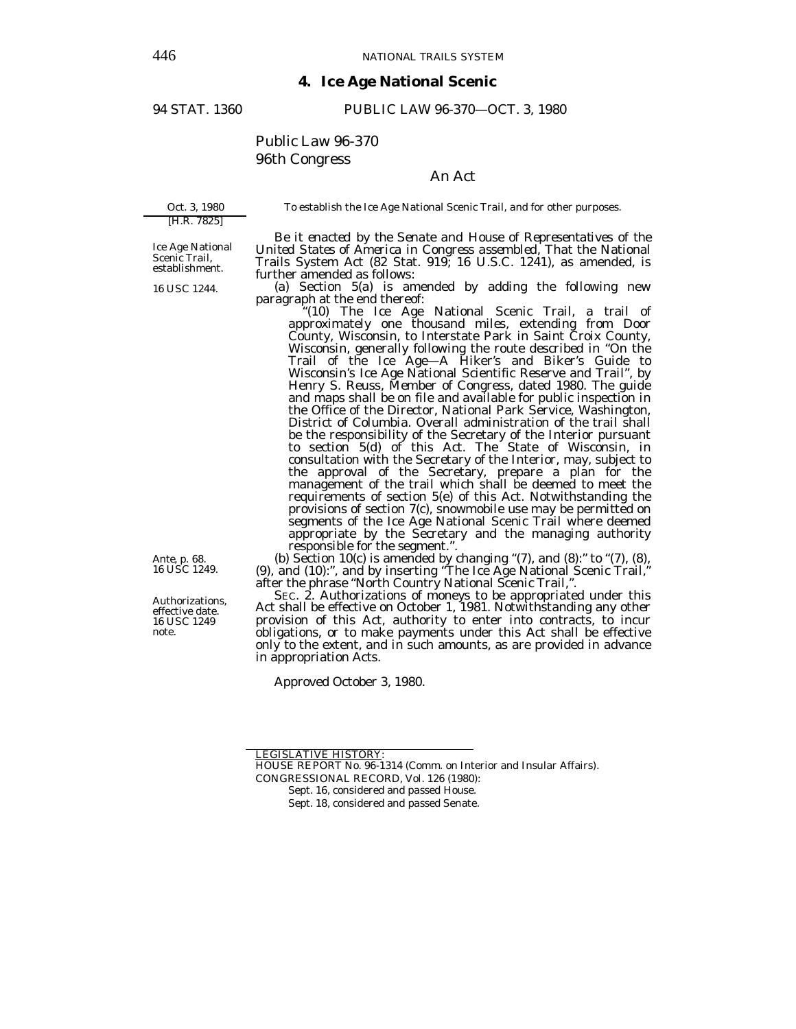## 4. Ice Age National Scenic

94 STAT. 1360 PUBLIC LAW 96-370—OCT. 3, 1980

Public Law 96-370
96th Congress

An Act

Oct. 3, 1980
[H.R. 7825]

*To establish the Ice Age National Scenic Trail, and for other purposes.*

Ice Age National Scenic Trail, establishment.

16 USC 1244.

*Be it enacted by the Senate and House of Representatives of the United States of America in Congress assembled,* That the National Trails System Act (82 Stat. 919; 16 U.S.C. 1241), as amended, is further amended as follows:

(a) Section 5(a) is amended by adding the following new paragraph at the end thereof:

"(10) The Ice Age National Scenic Trail, a trail of approximately one thousand miles, extending from Door County, Wisconsin, to Interstate Park in Saint Croix County, Wisconsin, generally following the route described in "On the Trail of the Ice Age—A Hiker's and Biker's Guide to Wisconsin's Ice Age National Scientific Reserve and Trail", by Henry S. Reuss, Member of Congress, dated 1980. The guide and maps shall be on file and available for public inspection in the Office of the Director, National Park Service, Washington, District of Columbia. Overall administration of the trail shall be the responsibility of the Secretary of the Interior pursuant to section 5(d) of this Act. The State of Wisconsin, in consultation with the Secretary of the Interior, may, subject to the approval of the Secretary, prepare a plan for the management of the trail which shall be deemed to meet the requirements of section 5(e) of this Act. Notwithstanding the provisions of section 7(c), snowmobile use may be permitted on segments of the Ice Age National Scenic Trail where deemed appropriate by the Secretary and the managing authority responsible for the segment.".

Ante, p. 68.
16 USC 1249.

(b) Section 10(c) is amended by changing "(7), and (8):" to "(7), (8), (9), and (10):", and by inserting "The Ice Age National Scenic Trail," after the phrase "North Country National Scenic Trail,".

Authorizations, effective date.
16 USC 1249 note.

SEC. 2. Authorizations of moneys to be appropriated under this Act shall be effective on October 1, 1981. Notwithstanding any other provision of this Act, authority to enter into contracts, to incur obligations, or to make payments under this Act shall be effective only to the extent, and in such amounts, as are provided in advance in appropriation Acts.

Approved October 3, 1980.

---

LEGISLATIVE HISTORY:

HOUSE REPORT No. 96-1314 (Comm. on Interior and Insular Affairs).

CONGRESSIONAL RECORD, Vol. 126 (1980):

Sept. 16, considered and passed House.

Sept. 18, considered and passed Senate.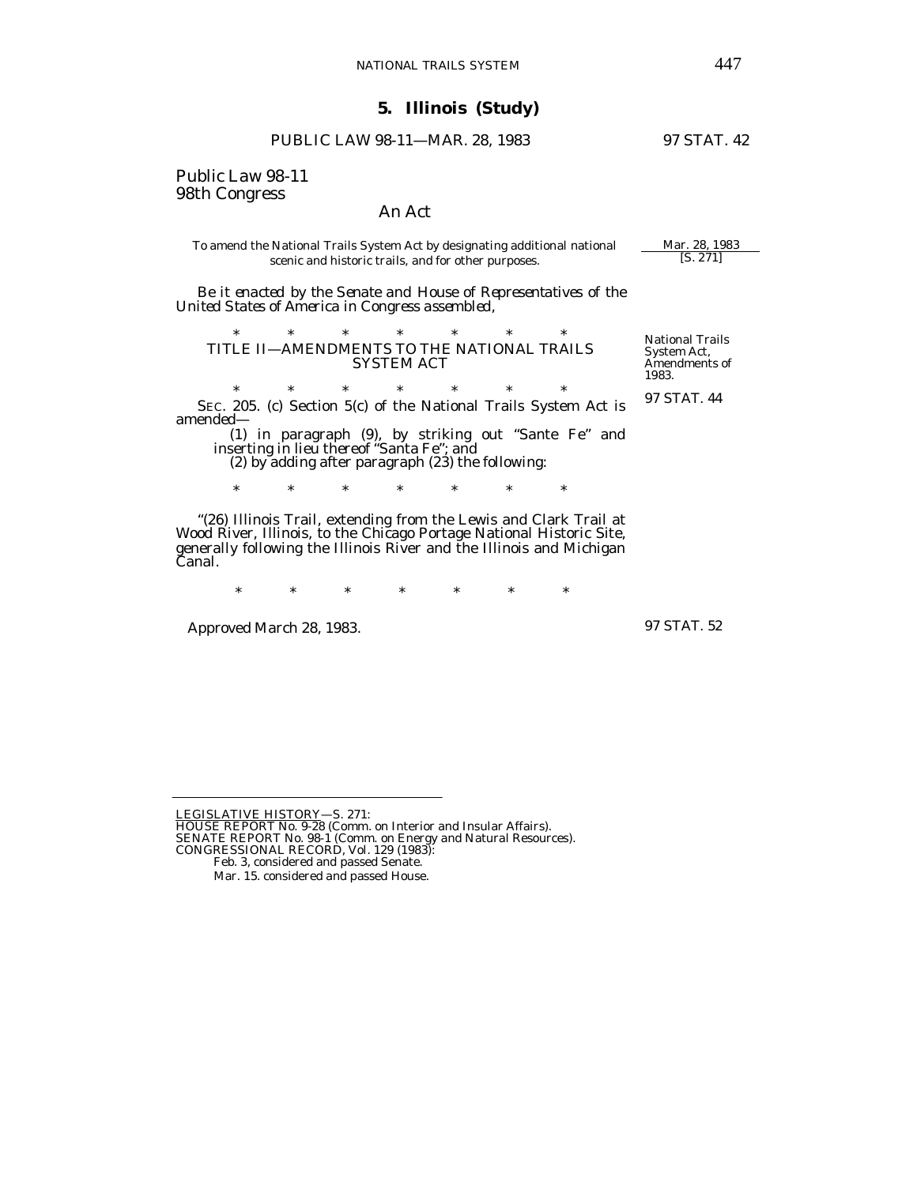## 5. Illinois (Study)

PUBLIC LAW 98-11—MAR. 28, 1983 97 STAT. 42

Public Law 98-11
98th Congress

An Act

To amend the National Trails System Act by designating additional national scenic and historic trails, and for other purposes.

Mar. 28, 1983
[S. 271]

*Be it enacted by the Senate and House of Representatives of the United States of America in Congress assembled,*

\* \* \* \* \* \* \*

TITLE II—AMENDMENTS TO THE NATIONAL TRAILS SYSTEM ACT

National Trails System Act, Amendments of 1983.

\* \* \* \* \* \* \*

97 STAT. 44

SEC. 205. (c) Section 5(c) of the National Trails System Act is amended—

(1) in paragraph (9), by striking out "Sante Fe" and inserting in lieu thereof "Santa Fe"; and

(2) by adding after paragraph (23) the following:

\* \* \* \* \* \* \*

"(26) Illinois Trail, extending from the Lewis and Clark Trail at Wood River, Illinois, to the Chicago Portage National Historic Site, generally following the Illinois River and the Illinois and Michigan Canal.

\* \* \* \* \* \* \*

Approved March 28, 1983.

97 STAT. 52

---

LEGISLATIVE HISTORY—S. 271:
HOUSE REPORT No. 9-28 (Comm. on Interior and Insular Affairs).
SENATE REPORT No. 98-1 (Comm. on Energy and Natural Resources).
CONGRESSIONAL RECORD, Vol. 129 (1983):
Feb. 3, considered and passed Senate.
Mar. 15. considered and passed House.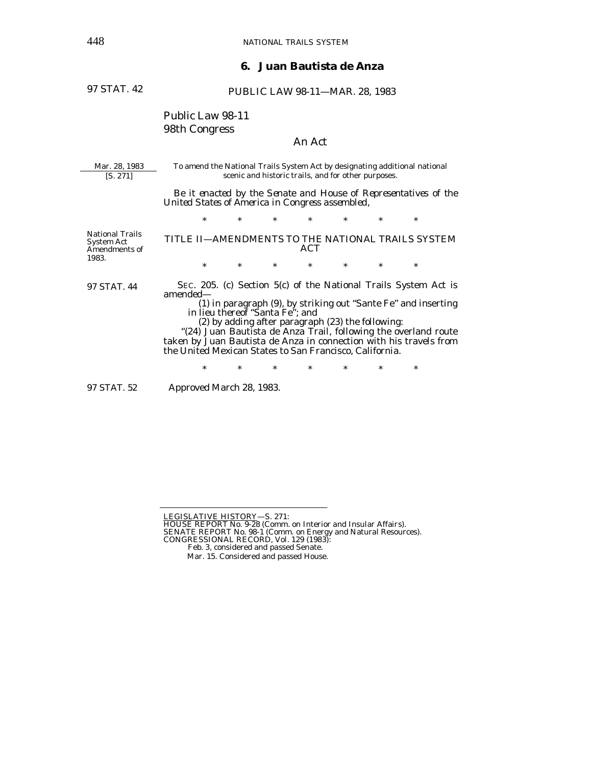## 6. Juan Bautista de Anza

97 STAT. 42

PUBLIC LAW 98-11—MAR. 28, 1983

Public Law 98-11
98th Congress

An Act

Mar. 28, 1983
[S. 271]

To amend the National Trails System Act by designating additional national scenic and historic trails, and for other purposes.

*Be it enacted by the Senate and House of Representatives of the United States of America in Congress assembled,*

\* \* \* \* \* \* \*

National Trails System Act Amendments of 1983.

TITLE II—AMENDMENTS TO THE NATIONAL TRAILS SYSTEM ACT

\* \* \* \* \* \* \*

97 STAT. 44

SEC. 205. (c) Section 5(c) of the National Trails System Act is amended—

(1) in paragraph (9), by striking out "Sante Fe" and inserting in lieu thereof "Santa Fe"; and

(2) by adding after paragraph (23) the following:

"(24) Juan Bautista de Anza Trail, following the overland route taken by Juan Bautista de Anza in connection with his travels from the United Mexican States to San Francisco, California.

\* \* \* \* \* \* \*

97 STAT. 52

Approved March 28, 1983.

---

LEGISLATIVE HISTORY—S. 271:
HOUSE REPORT No. 9-28 (Comm. on Interior and Insular Affairs).
SENATE REPORT No. 98-1 (Comm. on Energy and Natural Resources).
CONGRESSIONAL RECORD, Vol. 129 (1983):
Feb. 3, considered and passed Senate.
Mar. 15. Considered and passed House.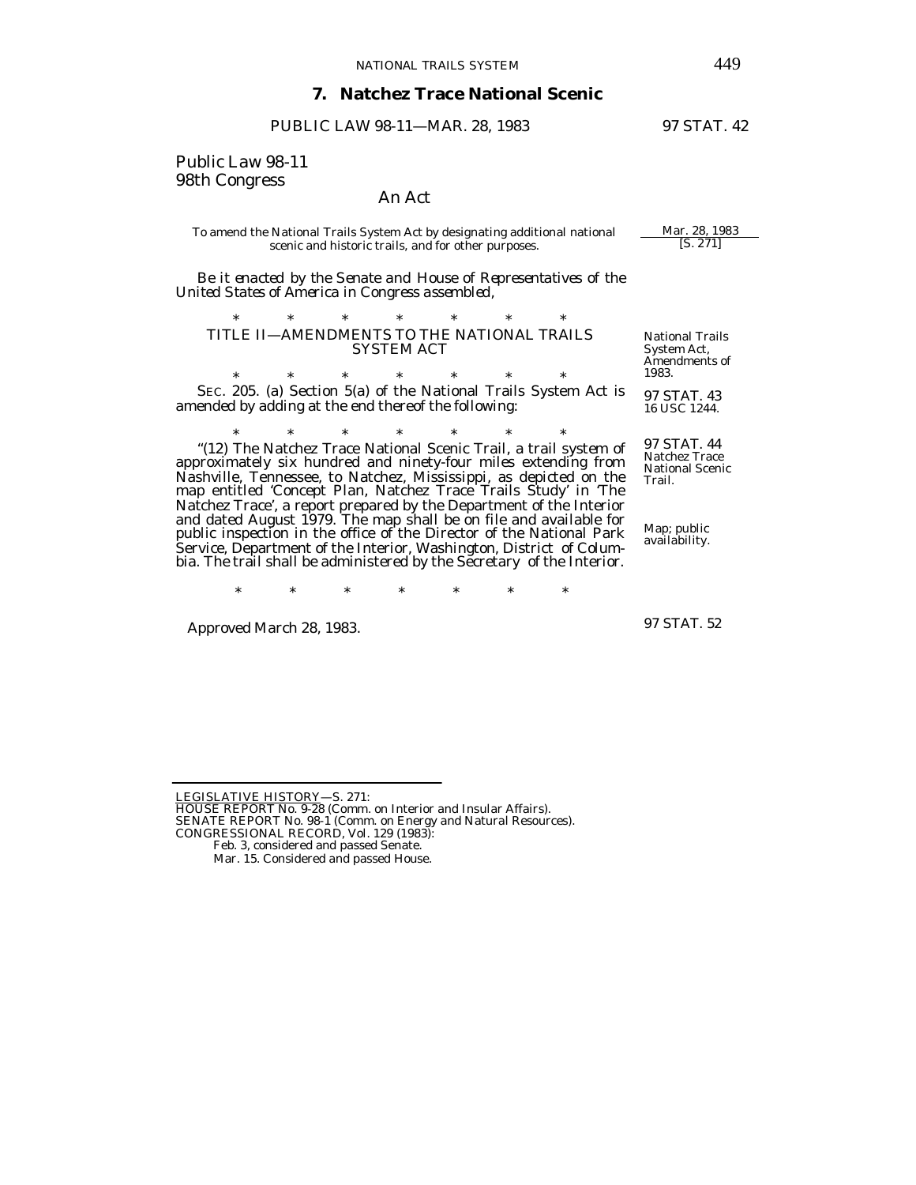## 7. Natchez Trace National Scenic

PUBLIC LAW 98-11—MAR. 28, 1983 97 STAT. 42

Public Law 98-11
98th Congress

An Act

To amend the National Trails System Act by designating additional national scenic and historic trails, and for other purposes.

Mar. 28, 1983
[S. 271]

*Be it enacted by the Senate and House of Representatives of the United States of America in Congress assembled,*

\* \* \* \* \* \* \*

TITLE II—AMENDMENTS TO THE NATIONAL TRAILS SYSTEM ACT

National Trails System Act, Amendments of 1983.

\* \* \* \* \* \* \*

SEC. 205. (a) Section 5(a) of the National Trails System Act is amended by adding at the end thereof the following:

97 STAT. 43
16 USC 1244.

\* \* \* \* \* \* \*

"(12) The Natchez Trace National Scenic Trail, a trail system of approximately six hundred and ninety-four miles extending from Nashville, Tennessee, to Natchez, Mississippi, as depicted on the map entitled 'Concept Plan, Natchez Trace Trails Study' in 'The Natchez Trace', a report prepared by the Department of the Interior and dated August 1979. The map shall be on file and available for public inspection in the office of the Director of the National Park Service, Department of the Interior, Washington, District of Columbia. The trail shall be administered by the Secretary of the Interior.

97 STAT. 44
Natchez Trace National Scenic Trail.

Map; public availability.

\* \* \* \* \* \* \*

Approved March 28, 1983.

97 STAT. 52

LEGISLATIVE HISTORY—S. 271:
HOUSE REPORT No. 9-28 (Comm. on Interior and Insular Affairs).
SENATE REPORT No. 98-1 (Comm. on Energy and Natural Resources).
CONGRESSIONAL RECORD, Vol. 129 (1983):
Feb. 3, considered and passed Senate.
Mar. 15. Considered and passed House.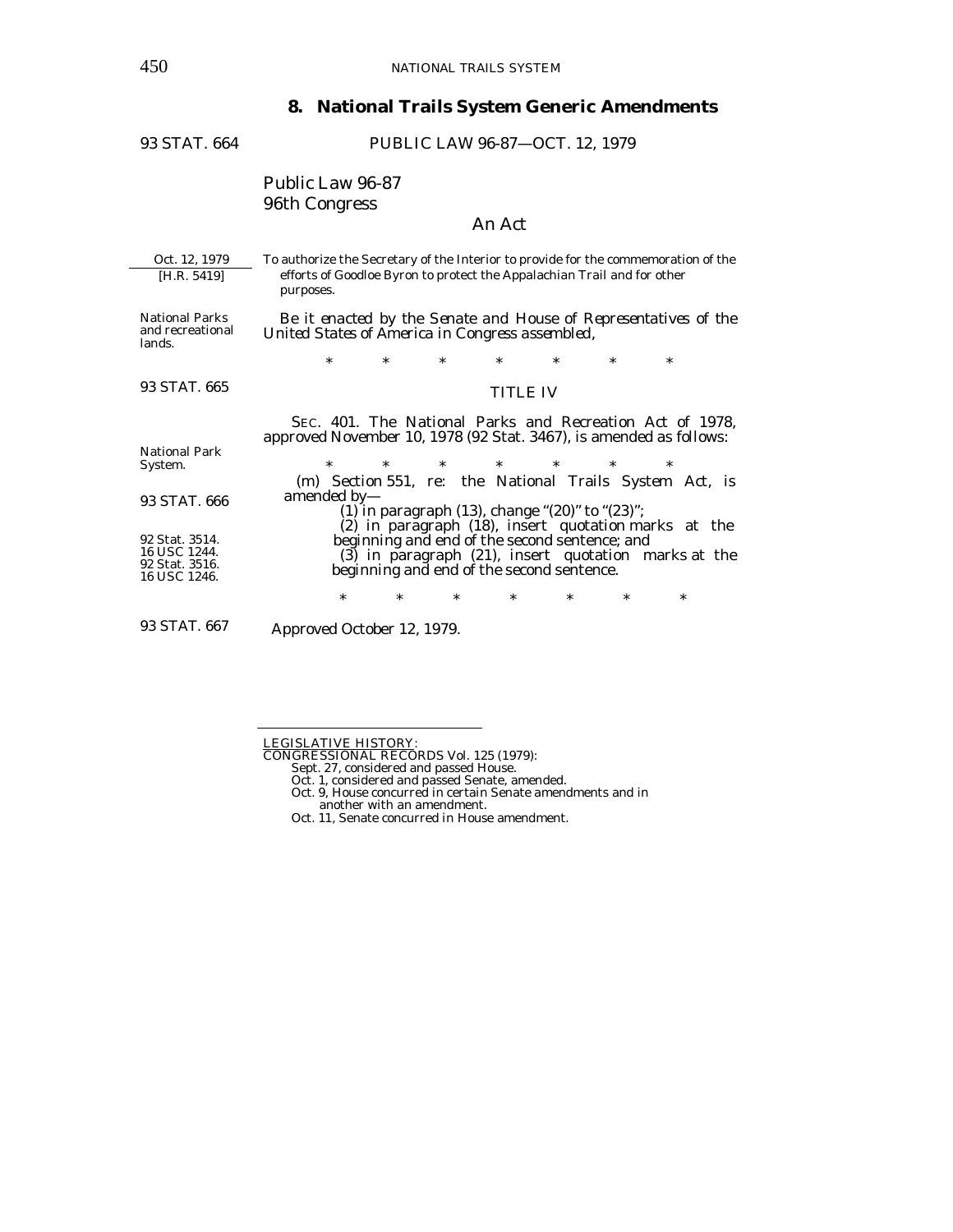## 8. National Trails System Generic Amendments

93 STAT. 664 PUBLIC LAW 96-87—OCT. 12, 1979

Public Law 96-87
96th Congress

An Act

Oct. 12, 1979
[H.R. 5419]

To authorize the Secretary of the Interior to provide for the commemoration of the efforts of Goodloe Byron to protect the Appalachian Trail and for other purposes.

National Parks and recreational lands.

*Be it enacted by the Senate and House of Representatives of the United States of America in Congress assembled,*

\* \* \* \* \* \* \*

93 STAT. 665

TITLE IV

SEC. 401. The National Parks and Recreation Act of 1978, approved November 10, 1978 (92 Stat. 3467), is amended as follows:

National Park System.

\* \* \* \* \* \* \*

93 STAT. 666

(m) Section 551, re: the National Trails System Act, is amended by—

92 Stat. 3514.
16 USC 1244.
92 Stat. 3516.
16 USC 1246.

(1) in paragraph (13), change "(20)" to "(23)";

(2) in paragraph (18), insert quotation marks at the beginning and end of the second sentence; and

(3) in paragraph (21), insert quotation marks at the beginning and end of the second sentence.

\* \* \* \* \* \* \*

93 STAT. 667

Approved October 12, 1979.

---

LEGISLATIVE HISTORY:
CONGRESSIONAL RECORDS Vol. 125 (1979):
Sept. 27, considered and passed House.
Oct. 1, considered and passed Senate, amended.
Oct. 9, House concurred in certain Senate amendments and in another with an amendment.
Oct. 11, Senate concurred in House amendment.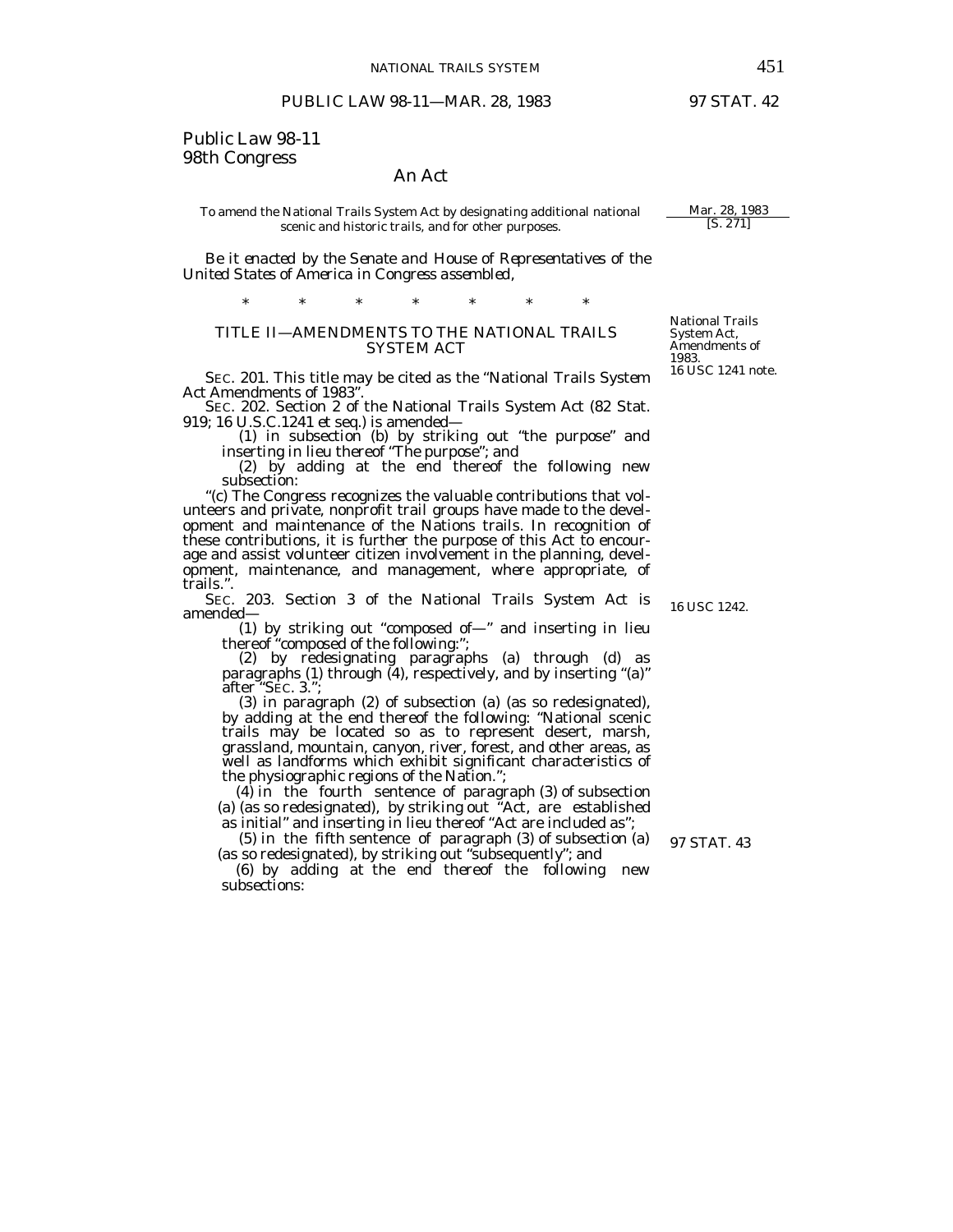PUBLIC LAW 98-11—MAR. 28, 1983

97 STAT. 42

Public Law 98-11
98th Congress

## An Act

To amend the National Trails System Act by designating additional national scenic and historic trails, and for other purposes.

Mar. 28, 1983
[S. 271]

*Be it enacted by the Senate and House of Representatives of the United States of America in Congress assembled,*

\* \* \* \* \* \* \*

### TITLE II—AMENDMENTS TO THE NATIONAL TRAILS SYSTEM ACT

National Trails System Act, Amendments of 1983.
16 USC 1241 note.

SEC. 201. This title may be cited as the "National Trails System Act Amendments of 1983".

SEC. 202. Section 2 of the National Trails System Act (82 Stat. 919; 16 U.S.C.1241 et seq.) is amended—

(1) in subsection (b) by striking out "the purpose" and inserting in lieu thereof "The purpose"; and

(2) by adding at the end thereof the following new subsection:

"(c) The Congress recognizes the valuable contributions that volunteers and private, nonprofit trail groups have made to the development and maintenance of the Nations trails. In recognition of these contributions, it is further the purpose of this Act to encourage and assist volunteer citizen involvement in the planning, development, maintenance, and management, where appropriate, of trails.".

SEC. 203. Section 3 of the National Trails System Act is amended—

16 USC 1242.

(1) by striking out "composed of—" and inserting in lieu thereof "composed of the following:";

(2) by redesignating paragraphs (a) through (d) as paragraphs (1) through (4), respectively, and by inserting "(a)" after "SEC. 3.";

(3) in paragraph (2) of subsection (a) (as so redesignated), by adding at the end thereof the following: "National scenic trails may be located so as to represent desert, marsh, grassland, mountain, canyon, river, forest, and other areas, as well as landforms which exhibit significant characteristics of the physiographic regions of the Nation.";

(4) in the fourth sentence of paragraph (3) of subsection (a) (as so redesignated), by striking out "Act, are established as initial" and inserting in lieu thereof "Act are included as";

(5) in the fifth sentence of paragraph (3) of subsection (a) (as so redesignated), by striking out "subsequently"; and

97 STAT. 43

(6) by adding at the end thereof the following new subsections: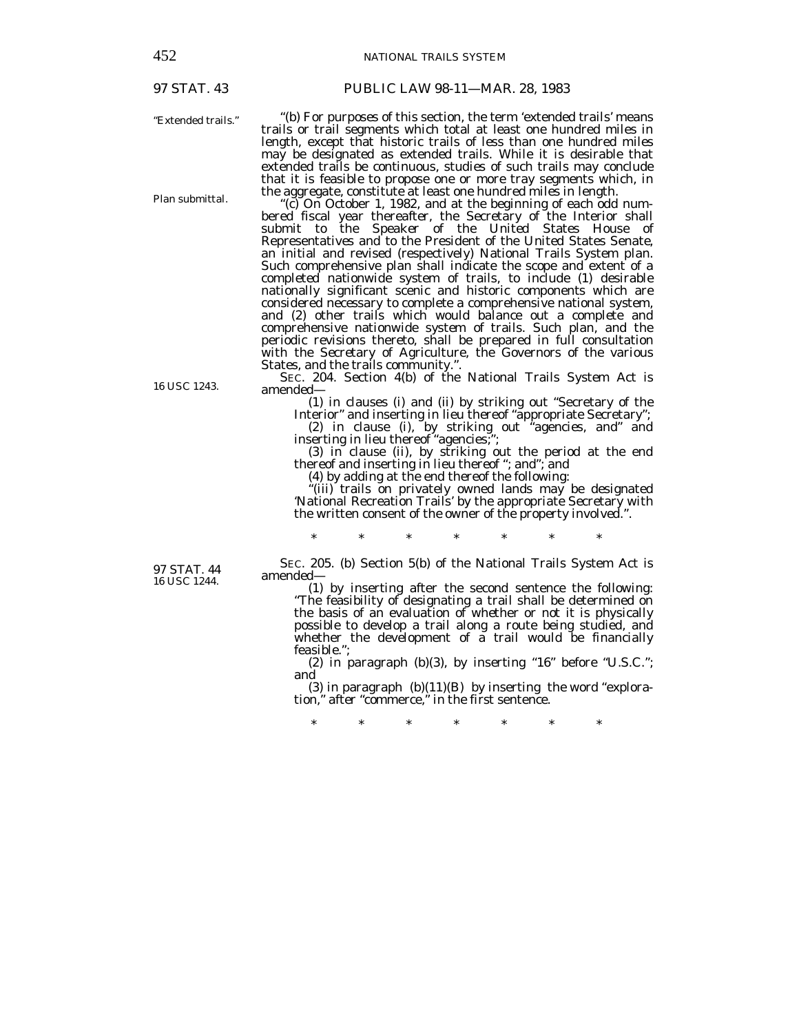"Extended trails."

"(b) For purposes of this section, the term 'extended trails' means trails or trail segments which total at least one hundred miles in length, except that historic trails of less than one hundred miles may be designated as extended trails. While it is desirable that extended trails be continuous, studies of such trails may conclude that it is feasible to propose one or more tray segments which, in the aggregate, constitute at least one hundred miles in length.

Plan submittal.

"(c) On October 1, 1982, and at the beginning of each odd numbered fiscal year thereafter, the Secretary of the Interior shall submit to the Speaker of the United States House of Representatives and to the President of the United States Senate, an initial and revised (respectively) National Trails System plan. Such comprehensive plan shall indicate the scope and extent of a completed nationwide system of trails, to include (1) desirable nationally significant scenic and historic components which are considered necessary to complete a comprehensive national system, and (2) other trails which would balance out a complete and comprehensive nationwide system of trails. Such plan, and the periodic revisions thereto, shall be prepared in full consultation with the Secretary of Agriculture, the Governors of the various States, and the trails community.".

16 USC 1243.

SEC. 204. Section 4(b) of the National Trails System Act is amended—

(1) in clauses (i) and (ii) by striking out "Secretary of the Interior" and inserting in lieu thereof "appropriate Secretary";

(2) in clause (i), by striking out "agencies, and" and inserting in lieu thereof "agencies;";

(3) in clause (ii), by striking out the period at the end thereof and inserting in lieu thereof "; and"; and

(4) by adding at the end thereof the following:

"(iii) trails on privately owned lands may be designated 'National Recreation Trails' by the appropriate Secretary with the written consent of the owner of the property involved.".

\* \* \* \* \* \* \*

97 STAT. 44
16 USC 1244.

SEC. 205. (b) Section 5(b) of the National Trails System Act is amended—

(1) by inserting after the second sentence the following: "The feasibility of designating a trail shall be determined on the basis of an evaluation of whether or not it is physically possible to develop a trail along a route being studied, and whether the development of a trail would be financially feasible.";

(2) in paragraph (b)(3), by inserting "16" before "U.S.C."; and

(3) in paragraph (b)(11)(B) by inserting the word "exploration," after "commerce," in the first sentence.

\* \* \* \* \* \* \*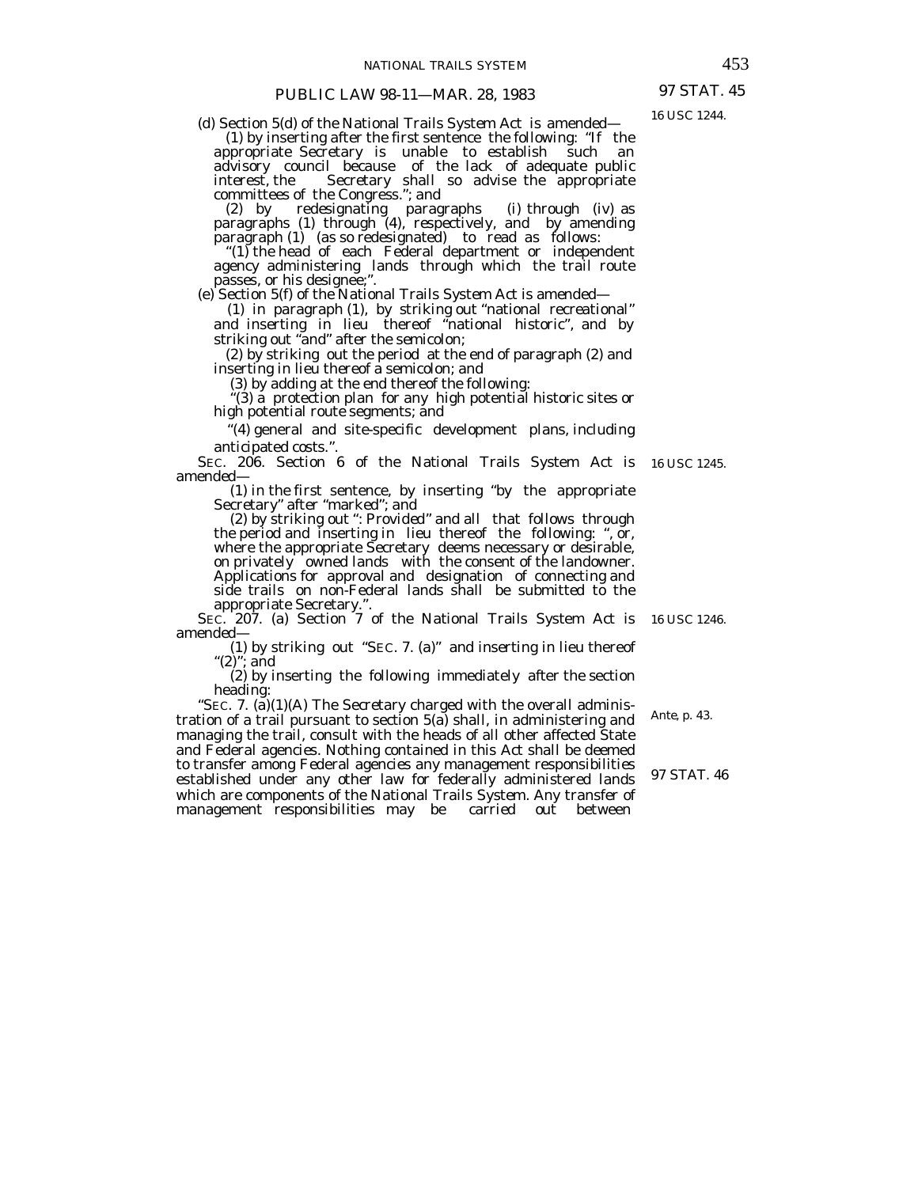(d) Section 5(d) of the National Trails System Act is amended—

(1) by inserting after the first sentence the following: "If the appropriate Secretary is unable to establish such an advisory council because of the lack of adequate public interest, the Secretary shall so advise the appropriate committees of the Congress."; and

(2) by redesignating paragraphs (i) through (iv) as paragraphs (1) through (4), respectively, and by amending paragraph (1) (as so redesignated) to read as follows:

"(1) the head of each Federal department or independent agency administering lands through which the trail route passes, or his designee;".

(e) Section 5(f) of the National Trails System Act is amended—

(1) in paragraph (1), by striking out "national recreational" and inserting in lieu thereof "national historic", and by striking out "and" after the semicolon;

(2) by striking out the period at the end of paragraph (2) and inserting in lieu thereof a semicolon; and

(3) by adding at the end thereof the following:

"(3) a protection plan for any high potential historic sites or high potential route segments; and

"(4) general and site-specific development plans, including anticipated costs.".

SEC. 206. Section 6 of the National Trails System Act is amended—

(1) in the first sentence, by inserting "by the appropriate Secretary" after "marked"; and

(2) by striking out ": Provided" and all that follows through the period and inserting in lieu thereof the following: ", or, where the appropriate Secretary deems necessary or desirable, on privately owned lands with the consent of the landowner. Applications for approval and designation of connecting and side trails on non-Federal lands shall be submitted to the appropriate Secretary.".

SEC. 207. (a) Section 7 of the National Trails System Act is amended—

(1) by striking out "SEC. 7. (a)" and inserting in lieu thereof "(2)"; and

(2) by inserting the following immediately after the section heading:

"SEC. 7. (a)(1)(A) The Secretary charged with the overall administration of a trail pursuant to section 5(a) shall, in administering and managing the trail, consult with the heads of all other affected State and Federal agencies. Nothing contained in this Act shall be deemed to transfer among Federal agencies any management responsibilities established under any other law for federally administered lands which are components of the National Trails System. Any transfer of management responsibilities may be carried out between

16 USC 1244.

16 USC 1245.

16 USC 1246.

Ante, p. 43.

97 STAT. 46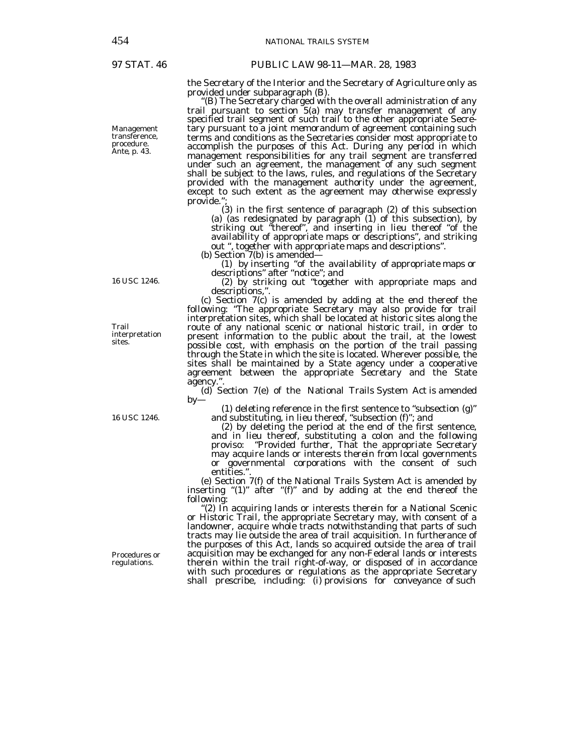the Secretary of the Interior and the Secretary of Agriculture only as provided under subparagraph (B).

"(B) The Secretary charged with the overall administration of any trail pursuant to section 5(a) may transfer management of any specified trail segment of such trail to the other appropriate Secretary pursuant to a joint memorandum of agreement containing such terms and conditions as the Secretaries consider most appropriate to accomplish the purposes of this Act. During any period in which management responsibilities for any trail segment are transferred under such an agreement, the management of any such segment shall be subject to the laws, rules, and regulations of the Secretary provided with the management authority under the agreement, except to such extent as the agreement may otherwise expressly provide.";

Management transference, procedure. Ante, p. 43.

(3) in the first sentence of paragraph (2) of this subsection (a) (as redesignated by paragraph (1) of this subsection), by striking out "thereof", and inserting in lieu thereof "of the availability of appropriate maps or descriptions", and striking out ", together with appropriate maps and descriptions".

(b) Section 7(b) is amended—

(1) by inserting "of the availability of appropriate maps or descriptions" after "notice"; and

(2) by striking out "together with appropriate maps and descriptions,".

16 USC 1246.

(c) Section 7(c) is amended by adding at the end thereof the following: "The appropriate Secretary may also provide for trail interpretation sites, which shall be located at historic sites along the route of any national scenic or national historic trail, in order to present information to the public about the trail, at the lowest possible cost, with emphasis on the portion of the trail passing through the State in which the site is located. Wherever possible, the sites shall be maintained by a State agency under a cooperative agreement between the appropriate Secretary and the State agency.".

Trail interpretation sites.

(d) Section 7(e) of the National Trails System Act is amended by—

(1) deleting reference in the first sentence to "subsection (g)" and substituting, in lieu thereof, "subsection (f)"; and

(2) by deleting the period at the end of the first sentence, and in lieu thereof, substituting a colon and the following proviso: "*Provided further*, That the appropriate Secretary may acquire lands or interests therein from local governments or governmental corporations with the consent of such entities.".

16 USC 1246.

(e) Section 7(f) of the National Trails System Act is amended by inserting "(1)" after "(f)" and by adding at the end thereof the following:

"(2) In acquiring lands or interests therein for a National Scenic or Historic Trail, the appropriate Secretary may, with consent of a landowner, acquire whole tracts notwithstanding that parts of such tracts may lie outside the area of trail acquisition. In furtherance of the purposes of this Act, lands so acquired outside the area of trail acquisition may be exchanged for any non-Federal lands or interests therein within the trail right-of-way, or disposed of in accordance with such procedures or regulations as the appropriate Secretary shall prescribe, including: (i) provisions for conveyance of such

Procedures or regulations.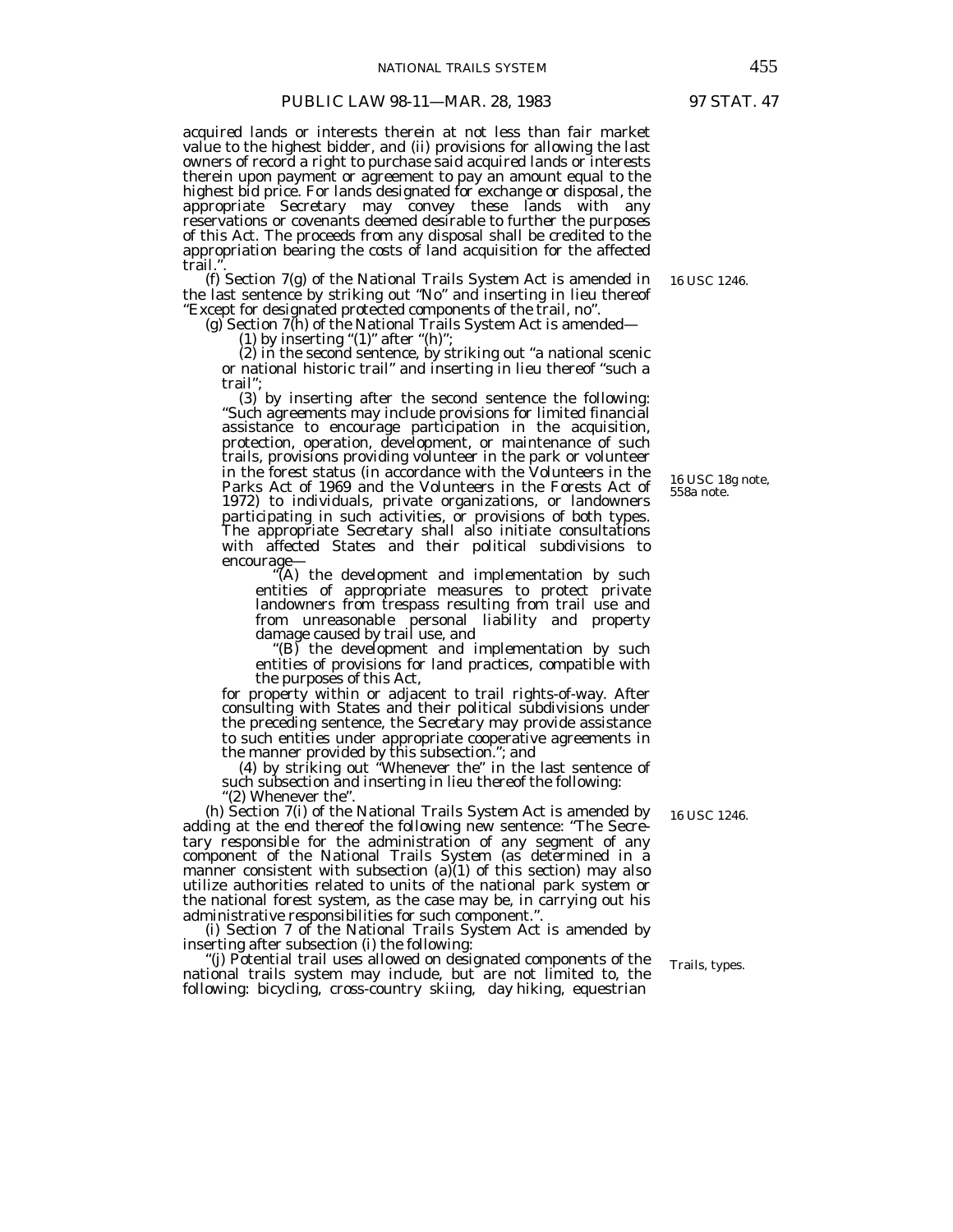acquired lands or interests therein at not less than fair market value to the highest bidder, and (ii) provisions for allowing the last owners of record a right to purchase said acquired lands or interests therein upon payment or agreement to pay an amount equal to the highest bid price. For lands designated for exchange or disposal, the appropriate Secretary may convey these lands with any reservations or covenants deemed desirable to further the purposes of this Act. The proceeds from any disposal shall be credited to the appropriation bearing the costs of land acquisition for the affected trail.".

16 USC 1246.

(f) Section 7(g) of the National Trails System Act is amended in the last sentence by striking out "No" and inserting in lieu thereof "Except for designated protected components of the trail, no".

(g) Section 7(h) of the National Trails System Act is amended—

(1) by inserting "(1)" after "(h)";

(2) in the second sentence, by striking out "a national scenic or national historic trail" and inserting in lieu thereof "such a trail";

(3) by inserting after the second sentence the following: "Such agreements may include provisions for limited financial assistance to encourage participation in the acquisition, protection, operation, development, or maintenance of such trails, provisions providing volunteer in the park or volunteer in the forest status (in accordance with the Volunteers in the Parks Act of 1969 and the Volunteers in the Forests Act of 1972) to individuals, private organizations, or landowners participating in such activities, or provisions of both types. The appropriate Secretary shall also initiate consultations with affected States and their political subdivisions to encourage—

16 USC 18g note, 558a note.

"(A) the development and implementation by such entities of appropriate measures to protect private landowners from trespass resulting from trail use and from unreasonable personal liability and property damage caused by trail use, and

"(B) the development and implementation by such entities of provisions for land practices, compatible with the purposes of this Act,

for property within or adjacent to trail rights-of-way. After consulting with States and their political subdivisions under the preceding sentence, the Secretary may provide assistance to such entities under appropriate cooperative agreements in the manner provided by this subsection."; and

(4) by striking out "Whenever the" in the last sentence of such subsection and inserting in lieu thereof the following:

"(2) Whenever the".

16 USC 1246.

(h) Section 7(i) of the National Trails System Act is amended by adding at the end thereof the following new sentence: "The Secretary responsible for the administration of any segment of any component of the National Trails System (as determined in a manner consistent with subsection (a)(1) of this section) may also utilize authorities related to units of the national park system or the national forest system, as the case may be, in carrying out his administrative responsibilities for such component.".

(i) Section 7 of the National Trails System Act is amended by inserting after subsection (i) the following:

Trails, types.

"(j) Potential trail uses allowed on designated components of the national trails system may include, but are not limited to, the following: bicycling, cross-country skiing, day hiking, equestrian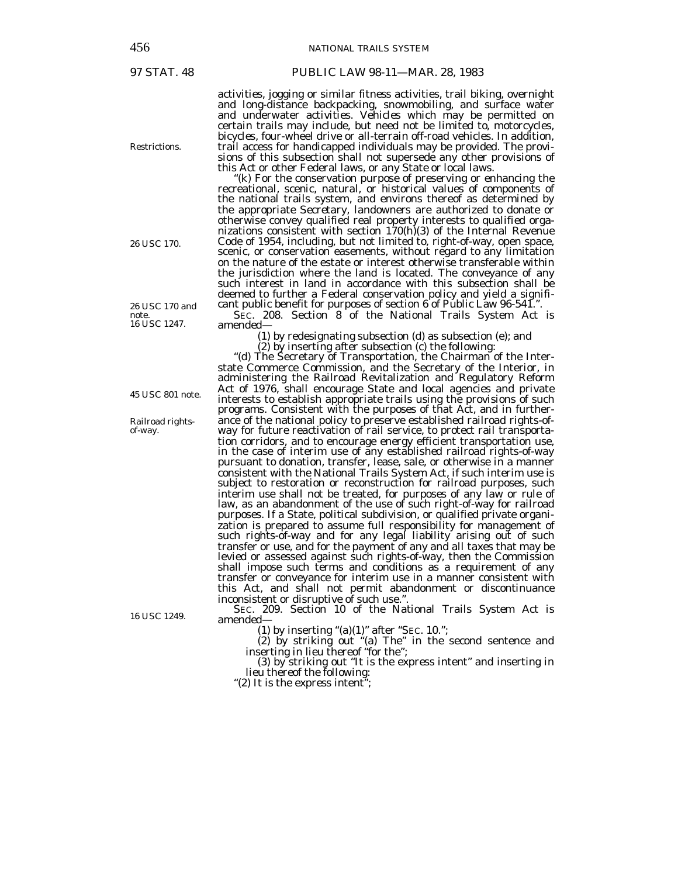activities, jogging or similar fitness activities, trail biking, overnight and long-distance backpacking, snowmobiling, and surface water and underwater activities. Vehicles which may be permitted on certain trails may include, but need not be limited to, motorcycles, bicycles, four-wheel drive or all-terrain off-road vehicles. In addition, trail access for handicapped individuals may be provided. The provisions of this subsection shall not supersede any other provisions of this Act or other Federal laws, or any State or local laws.

Restrictions.

"(k) For the conservation purpose of preserving or enhancing the recreational, scenic, natural, or historical values of components of the national trails system, and environs thereof as determined by the appropriate Secretary, landowners are authorized to donate or otherwise convey qualified real property interests to qualified organizations consistent with section 170(h)(3) of the Internal Revenue Code of 1954, including, but not limited to, right-of-way, open space, scenic, or conservation easements, without regard to any limitation on the nature of the estate or interest otherwise transferable within the jurisdiction where the land is located. The conveyance of any such interest in land in accordance with this subsection shall be deemed to further a Federal conservation policy and yield a significant public benefit for purposes of section 6 of Public Law 96-541.".

26 USC 170.

26 USC 170 and note.

16 USC 1247.

SEC. 208. Section 8 of the National Trails System Act is amended—

(1) by redesignating subsection (d) as subsection (e); and

(2) by inserting after subsection (c) the following:

"(d) The Secretary of Transportation, the Chairman of the Interstate Commerce Commission, and the Secretary of the Interior, in administering the Railroad Revitalization and Regulatory Reform Act of 1976, shall encourage State and local agencies and private interests to establish appropriate trails using the provisions of such programs. Consistent with the purposes of that Act, and in furtherance of the national policy to preserve established railroad rights-of-way for future reactivation of rail service, to protect rail transportation corridors, and to encourage energy efficient transportation use, in the case of interim use of any established railroad rights-of-way pursuant to donation, transfer, lease, sale, or otherwise in a manner consistent with the National Trails System Act, if such interim use is subject to restoration or reconstruction for railroad purposes, such interim use shall not be treated, for purposes of any law or rule of law, as an abandonment of the use of such right-of-way for railroad purposes. If a State, political subdivision, or qualified private organization is prepared to assume full responsibility for management of such rights-of-way and for any legal liability arising out of such transfer or use, and for the payment of any and all taxes that may be levied or assessed against such rights-of-way, then the Commission shall impose such terms and conditions as a requirement of any transfer or conveyance for interim use in a manner consistent with this Act, and shall not permit abandonment or discontinuance inconsistent or disruptive of such use.".

45 USC 801 note.

Railroad rights-of-way.

16 USC 1249.

SEC. 209. Section 10 of the National Trails System Act is amended—

(1) by inserting "(a)(1)" after "SEC. 10.";

(2) by striking out "(a) The" in the second sentence and inserting in lieu thereof "for the";

(3) by striking out "It is the express intent" and inserting in lieu thereof the following:

"(2) It is the express intent";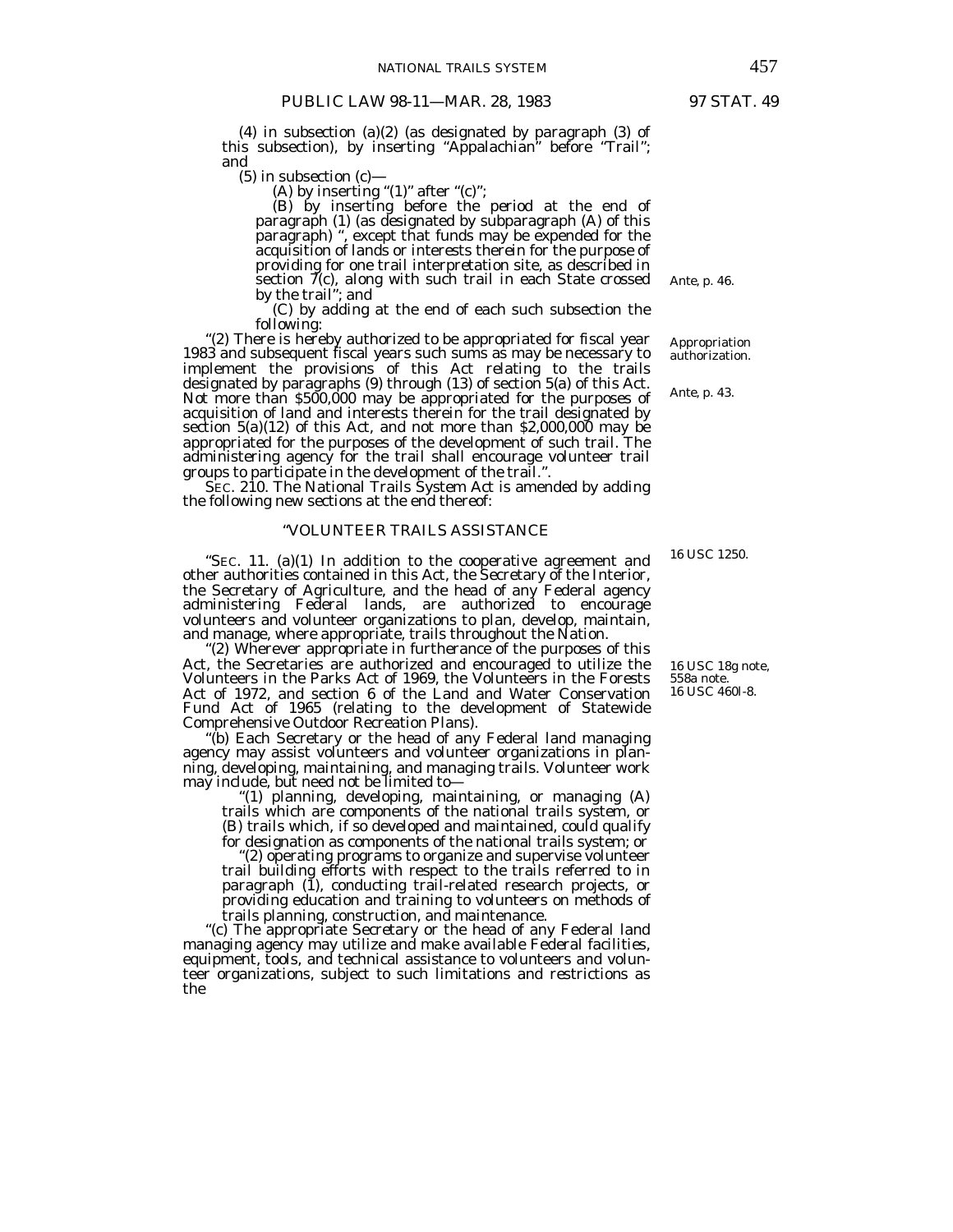(4) in subsection (a)(2) (as designated by paragraph (3) of this subsection), by inserting "Appalachian" before "Trail"; and

(5) in subsection (c)—

(A) by inserting "(1)" after "(c)";

(B) by inserting before the period at the end of paragraph (1) (as designated by subparagraph (A) of this paragraph) ", except that funds may be expended for the acquisition of lands or interests therein for the purpose of providing for one trail interpretation site, as described in section 7(c), along with such trail in each State crossed by the trail"; and

*Ante*, p. 46.

(C) by adding at the end of each such subsection the following:

"(2) There is hereby authorized to be appropriated for fiscal year 1983 and subsequent fiscal years such sums as may be necessary to implement the provisions of this Act relating to the trails designated by paragraphs (9) through (13) of section 5(a) of this Act. Not more than $500,000 may be appropriated for the purposes of acquisition of land and interests therein for the trail designated by section 5(a)(12) of this Act, and not more than $2,000,000 may be appropriated for the purposes of the development of such trail. The administering agency for the trail shall encourage volunteer trail groups to participate in the development of the trail.".

Appropriation authorization.

*Ante*, p. 43.

SEC. 210. The National Trails System Act is amended by adding the following new sections at the end thereof:

## "VOLUNTEER TRAILS ASSISTANCE

"SEC. 11. (a)(1) In addition to the cooperative agreement and other authorities contained in this Act, the Secretary of the Interior, the Secretary of Agriculture, and the head of any Federal agency administering Federal lands, are authorized to encourage volunteers and volunteer organizations to plan, develop, maintain, and manage, where appropriate, trails throughout the Nation.

16 USC 1250.

"(2) Wherever appropriate in furtherance of the purposes of this Act, the Secretaries are authorized and encouraged to utilize the Volunteers in the Parks Act of 1969, the Volunteers in the Forests Act of 1972, and section 6 of the Land and Water Conservation Fund Act of 1965 (relating to the development of Statewide Comprehensive Outdoor Recreation Plans).

16 USC 18g note, 558a note.
16 USC 460l-8.

"(b) Each Secretary or the head of any Federal land managing agency may assist volunteers and volunteer organizations in planning, developing, maintaining, and managing trails. Volunteer work may include, but need not be limited to—

"(1) planning, developing, maintaining, or managing (A) trails which are components of the national trails system, or (B) trails which, if so developed and maintained, could qualify for designation as components of the national trails system; or

"(2) operating programs to organize and supervise volunteer trail building efforts with respect to the trails referred to in paragraph (1), conducting trail-related research projects, or providing education and training to volunteers on methods of trails planning, construction, and maintenance.

"(c) The appropriate Secretary or the head of any Federal land managing agency may utilize and make available Federal facilities, equipment, tools, and technical assistance to volunteers and volunteer organizations, subject to such limitations and restrictions as the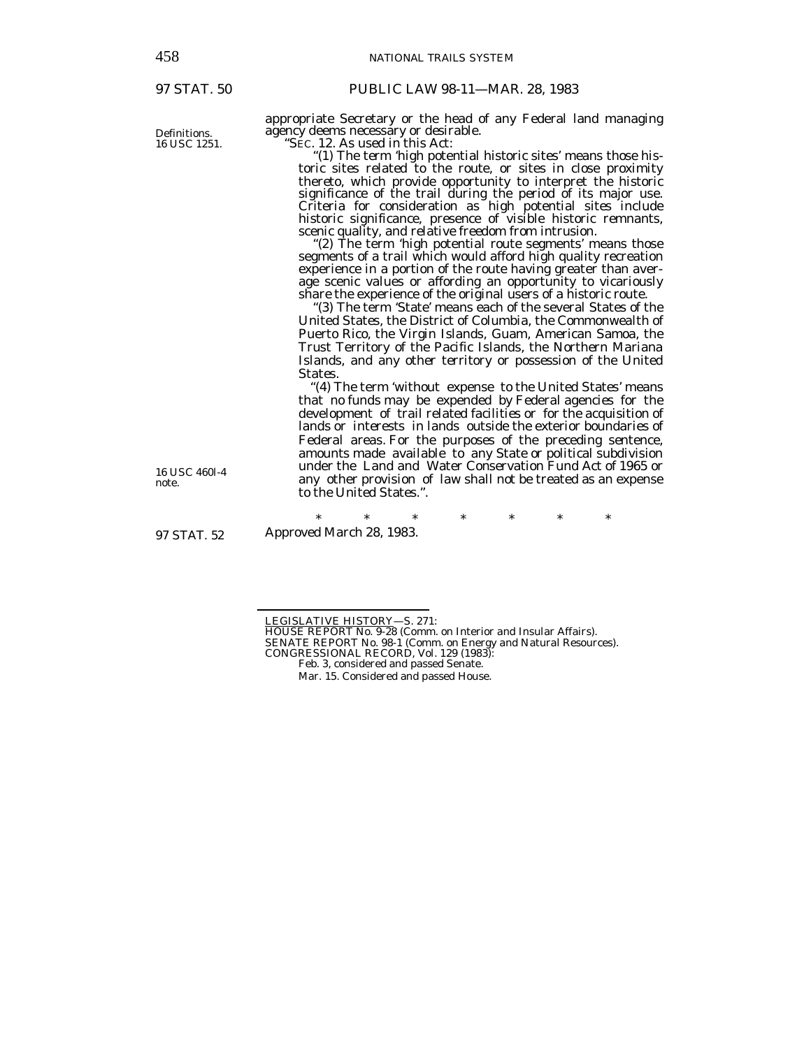97 STAT. 50 PUBLIC LAW 98-11—MAR. 28, 1983

appropriate Secretary or the head of any Federal land managing agency deems necessary or desirable.

Definitions. 16 USC 1251.

"SEC. 12. As used in this Act:

"(1) The term 'high potential historic sites' means those historic sites related to the route, or sites in close proximity thereto, which provide opportunity to interpret the historic significance of the trail during the period of its major use. Criteria for consideration as high potential sites include historic significance, presence of visible historic remnants, scenic quality, and relative freedom from intrusion.

"(2) The term 'high potential route segments' means those segments of a trail which would afford high quality recreation experience in a portion of the route having greater than average scenic values or affording an opportunity to vicariously share the experience of the original users of a historic route.

"(3) The term 'State' means each of the several States of the United States, the District of Columbia, the Commonwealth of Puerto Rico, the Virgin Islands, Guam, American Samoa, the Trust Territory of the Pacific Islands, the Northern Mariana Islands, and any other territory or possession of the United States.

"(4) The term 'without expense to the United States' means that no funds may be expended by Federal agencies for the development of trail related facilities or for the acquisition of lands or interests in lands outside the exterior boundaries of Federal areas. For the purposes of the preceding sentence, amounts made available to any State or political subdivision under the Land and Water Conservation Fund Act of 1965 or any other provision of law shall not be treated as an expense to the United States.".

16 USC 460l-4 note.

\* \* \* \* \* \* \*

97 STAT. 52

Approved March 28, 1983.

---

LEGISLATIVE HISTORY—S. 271:

HOUSE REPORT No. 9-28 (Comm. on Interior and Insular Affairs).

SENATE REPORT No. 98-1 (Comm. on Energy and Natural Resources).

CONGRESSIONAL RECORD, Vol. 129 (1983):

Feb. 3, considered and passed Senate.

Mar. 15. Considered and passed House.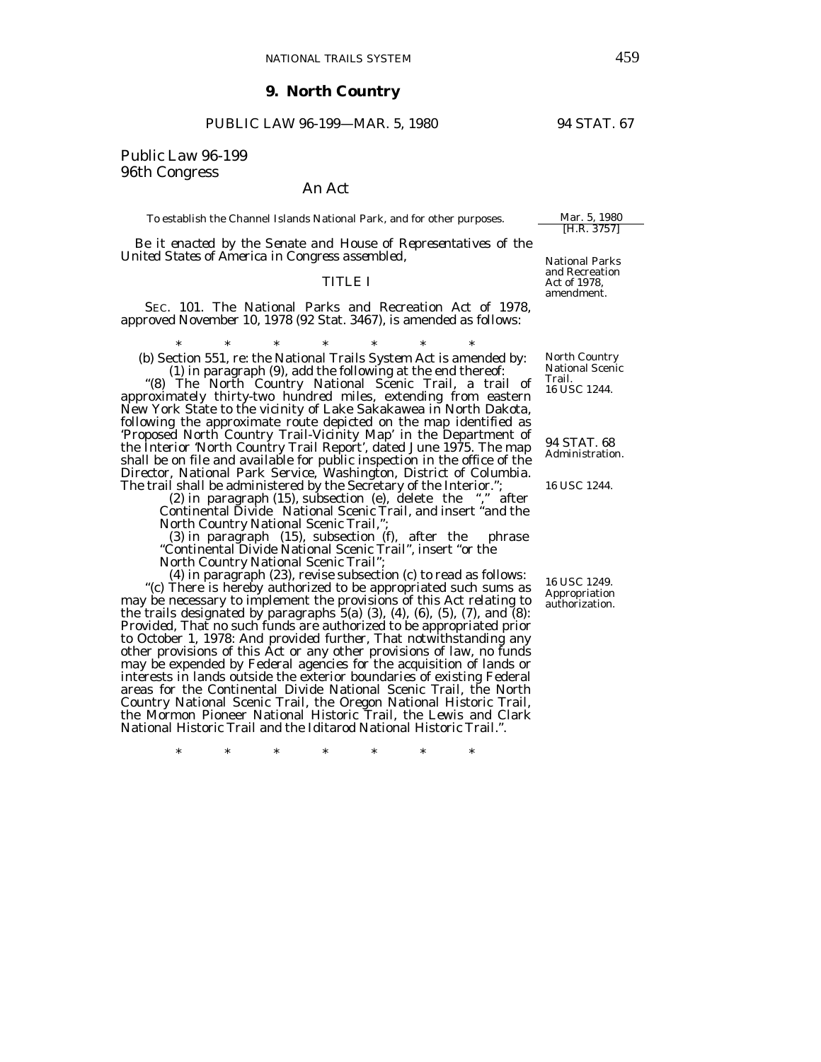## 9. North Country

PUBLIC LAW 96-199—MAR. 5, 1980 94 STAT. 67

Public Law 96-199
96th Congress

An Act

To establish the Channel Islands National Park, and for other purposes.

Mar. 5, 1980
[H.R. 3757]

*Be it enacted by the Senate and House of Representatives of the United States of America in Congress assembled,*

National Parks and Recreation Act of 1978, amendment.

TITLE I

SEC. 101. The National Parks and Recreation Act of 1978, approved November 10, 1978 (92 Stat. 3467), is amended as follows:

\* \* \* \* \* \* \*

North Country National Scenic Trail.
16 USC 1244.

(b) Section 551, re: the National Trails System Act is amended by:

(1) in paragraph (9), add the following at the end thereof:

"(8) The North Country National Scenic Trail, a trail of approximately thirty-two hundred miles, extending from eastern New York State to the vicinity of Lake Sakakawea in North Dakota, following the approximate route depicted on the map identified as 'Proposed North Country Trail-Vicinity Map' in the Department of the Interior 'North Country Trail Report', dated June 1975. The map shall be on file and available for public inspection in the office of the Director, National Park Service, Washington, District of Columbia. The trail shall be administered by the Secretary of the Interior.";

94 STAT. 68
Administration.

16 USC 1244.

(2) in paragraph (15), subsection (e), delete the "," after Continental Divide National Scenic Trail, and insert "and the North Country National Scenic Trail,";

(3) in paragraph (15), subsection (f), after the phrase "Continental Divide National Scenic Trail", insert "or the North Country National Scenic Trail";

(4) in paragraph (23), revise subsection (c) to read as follows:

16 USC 1249.
Appropriation authorization.

"(c) There is hereby authorized to be appropriated such sums as may be necessary to implement the provisions of this Act relating to the trails designated by paragraphs 5(a) (3), (4), (6), (5), (7), and (8): *Provided*, That no such funds are authorized to be appropriated prior to October 1, 1978: *And provided further*, That notwithstanding any other provisions of this Act or any other provisions of law, no funds may be expended by Federal agencies for the acquisition of lands or interests in lands outside the exterior boundaries of existing Federal areas for the Continental Divide National Scenic Trail, the North Country National Scenic Trail, the Oregon National Historic Trail, the Mormon Pioneer National Historic Trail, the Lewis and Clark National Historic Trail and the Iditarod National Historic Trail.".

\* \* \* \* \* \* \*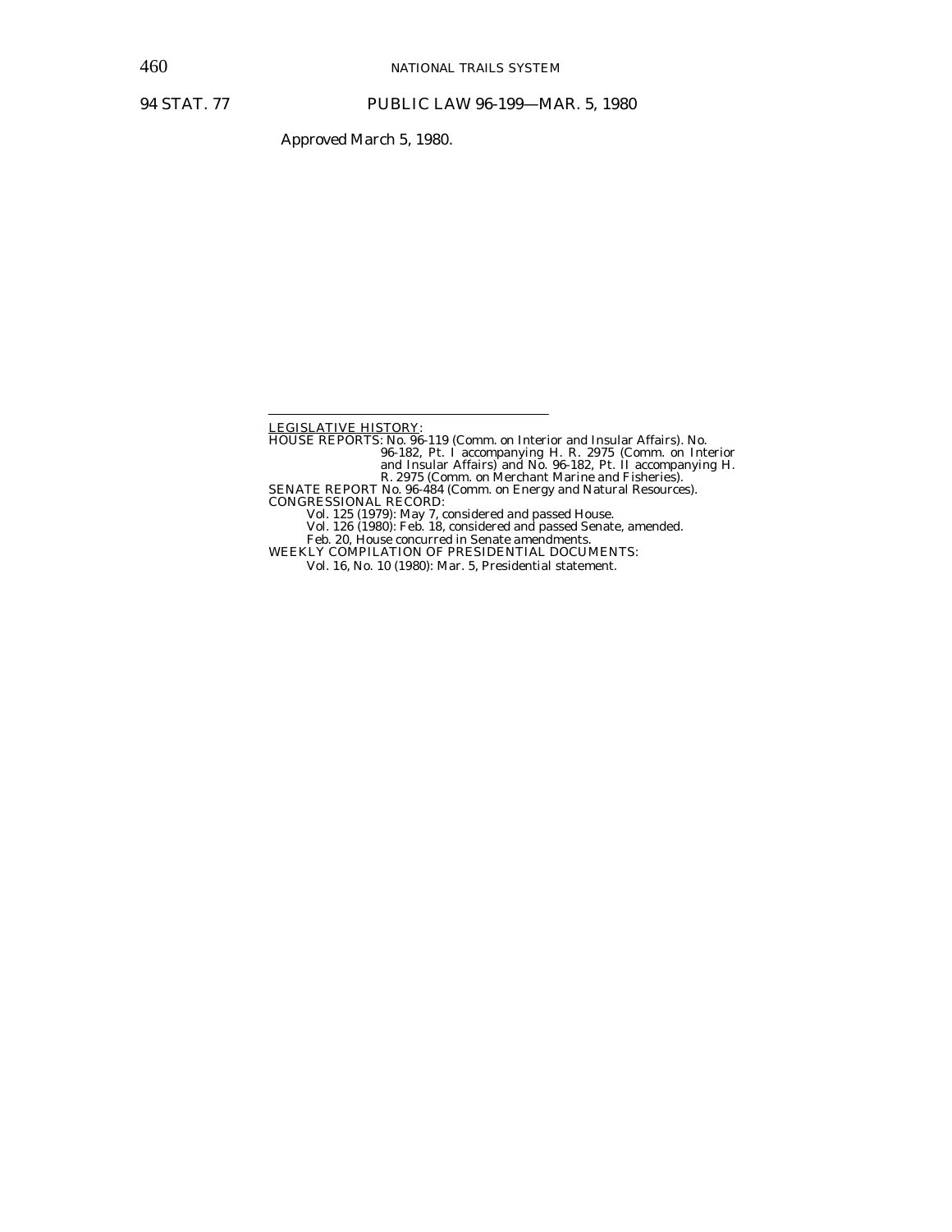Approved March 5, 1980.

---

LEGISLATIVE HISTORY:

HOUSE REPORTS: No. 96-119 (Comm. on Interior and Insular Affairs). No. 96-182, Pt. I accompanying H. R. 2975 (Comm. on Interior and Insular Affairs) and No. 96-182, Pt. II accompanying H. R. 2975 (Comm. on Merchant Marine and Fisheries).

SENATE REPORT No. 96-484 (Comm. on Energy and Natural Resources).

CONGRESSIONAL RECORD:

Vol. 125 (1979): May 7, considered and passed House.

Vol. 126 (1980): Feb. 18, considered and passed Senate, amended.

Feb. 20, House concurred in Senate amendments.

WEEKLY COMPILATION OF PRESIDENTIAL DOCUMENTS:

Vol. 16, No. 10 (1980): Mar. 5, Presidential statement.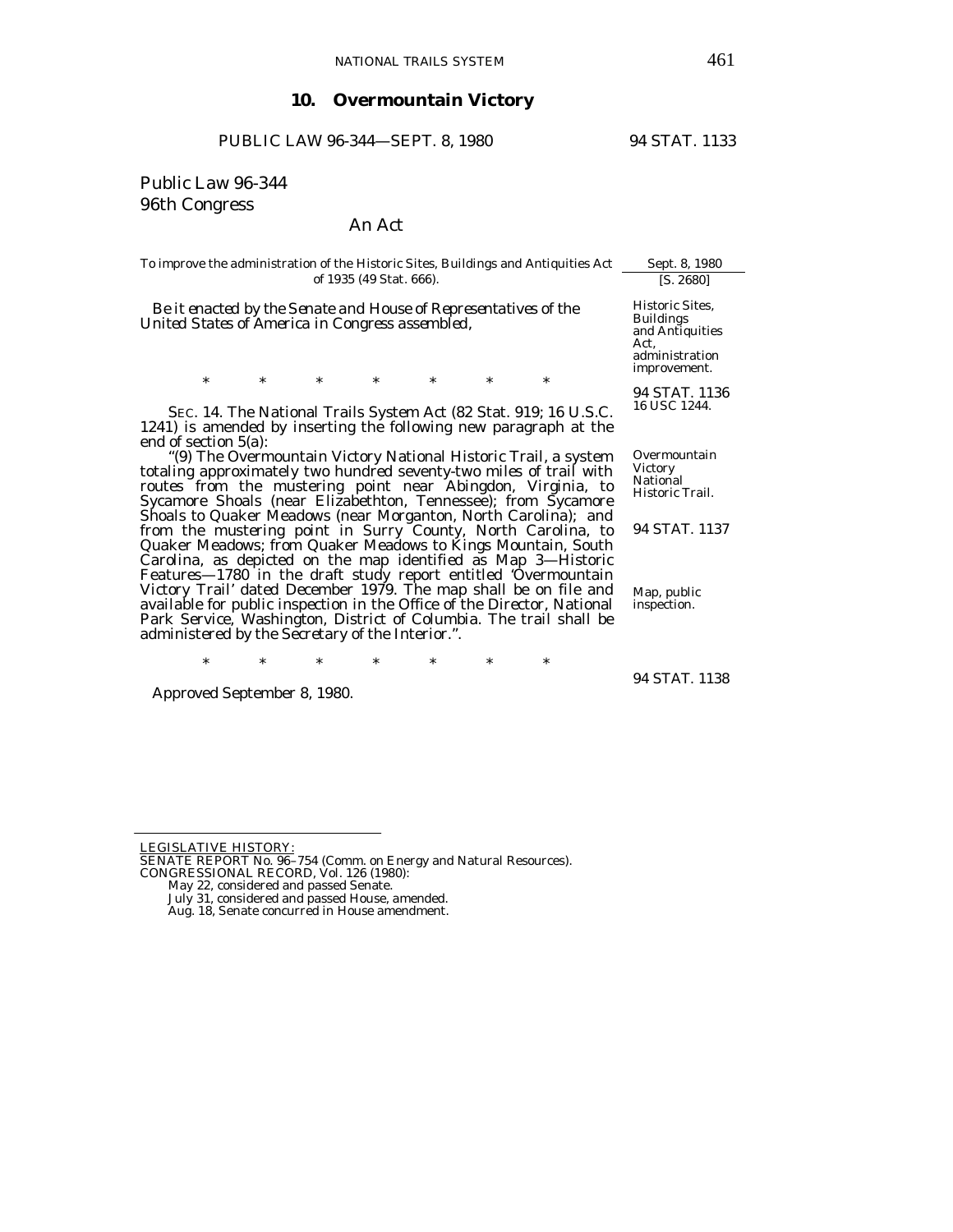## 10. Overmountain Victory

PUBLIC LAW 96-344—SEPT. 8, 1980 94 STAT. 1133

Public Law 96-344
96th Congress

An Act

To improve the administration of the Historic Sites, Buildings and Antiquities Act of 1935 (49 Stat. 666).

Sept. 8, 1980
[S. 2680]

*Be it enacted by the Senate and House of Representatives of the United States of America in Congress assembled,*

Historic Sites, Buildings and Antiquities Act, administration improvement.

\* \* \* \* \* \* \*

94 STAT. 1136
16 USC 1244.

SEC. 14. The National Trails System Act (82 Stat. 919; 16 U.S.C. 1241) is amended by inserting the following new paragraph at the end of section 5(a):

"(9) The Overmountain Victory National Historic Trail, a system totaling approximately two hundred seventy-two miles of trail with routes from the mustering point near Abingdon, Virginia, to Sycamore Shoals (near Elizabethton, Tennessee); from Sycamore Shoals to Quaker Meadows (near Morganton, North Carolina); and from the mustering point in Surry County, North Carolina, to Quaker Meadows; from Quaker Meadows to Kings Mountain, South Carolina, as depicted on the map identified as Map 3—Historic Features—1780 in the draft study report entitled 'Overmountain Victory Trail' dated December 1979. The map shall be on file and available for public inspection in the Office of the Director, National Park Service, Washington, District of Columbia. The trail shall be administered by the Secretary of the Interior.".

Overmountain Victory National Historic Trail.

94 STAT. 1137

Map, public inspection.

\* \* \* \* \* \* \*

94 STAT. 1138

Approved September 8, 1980.

---

LEGISLATIVE HISTORY:
SENATE REPORT No. 96–754 (Comm. on Energy and Natural Resources).
CONGRESSIONAL RECORD, Vol. 126 (1980):
May 22, considered and passed Senate.
July 31, considered and passed House, amended.
Aug. 18, Senate concurred in House amendment.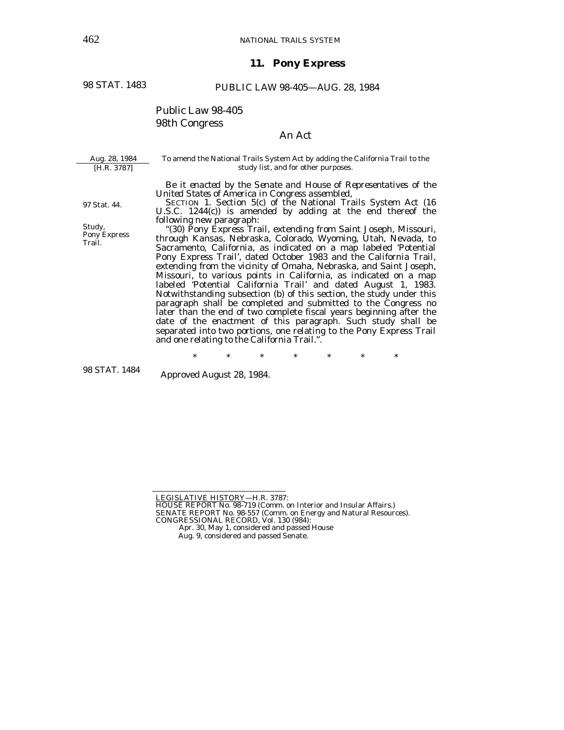## 11. Pony Express

98 STAT. 1483

PUBLIC LAW 98-405—AUG. 28, 1984

Public Law 98-405
98th Congress

An Act

Aug. 28, 1984
[H.R. 3787]

To amend the National Trails System Act by adding the California Trail to the study list, and for other purposes.

*Be it enacted by the Senate and House of Representatives of the United States of America in Congress assembled,*

97 Stat. 44.

SECTION 1. Section 5(c) of the National Trails System Act (16 U.S.C. 1244(c)) is amended by adding at the end thereof the following new paragraph:

Study, Pony Express Trail.

"(30) Pony Express Trail, extending from Saint Joseph, Missouri, through Kansas, Nebraska, Colorado, Wyoming, Utah, Nevada, to Sacramento, California, as indicated on a map labeled 'Potential Pony Express Trail', dated October 1983 and the California Trail, extending from the vicinity of Omaha, Nebraska, and Saint Joseph, Missouri, to various points in California, as indicated on a map labeled 'Potential California Trail' and dated August 1, 1983. Notwithstanding subsection (b) of this section, the study under this paragraph shall be completed and submitted to the Congress no later than the end of two complete fiscal years beginning after the date of the enactment of this paragraph. Such study shall be separated into two portions, one relating to the Pony Express Trail and one relating to the California Trail.".

\* \* \* \* \* \* \*

98 STAT. 1484

Approved August 28, 1984.

---

LEGISLATIVE HISTORY—H.R. 3787:
HOUSE REPORT No. 98-719 (Comm. on Interior and Insular Affairs.)
SENATE REPORT No. 98-557 (Comm. on Energy and Natural Resources).
CONGRESSIONAL RECORD, Vol. 130 (984):
Apr. 30, May 1, considered and passed House
Aug. 9, considered and passed Senate.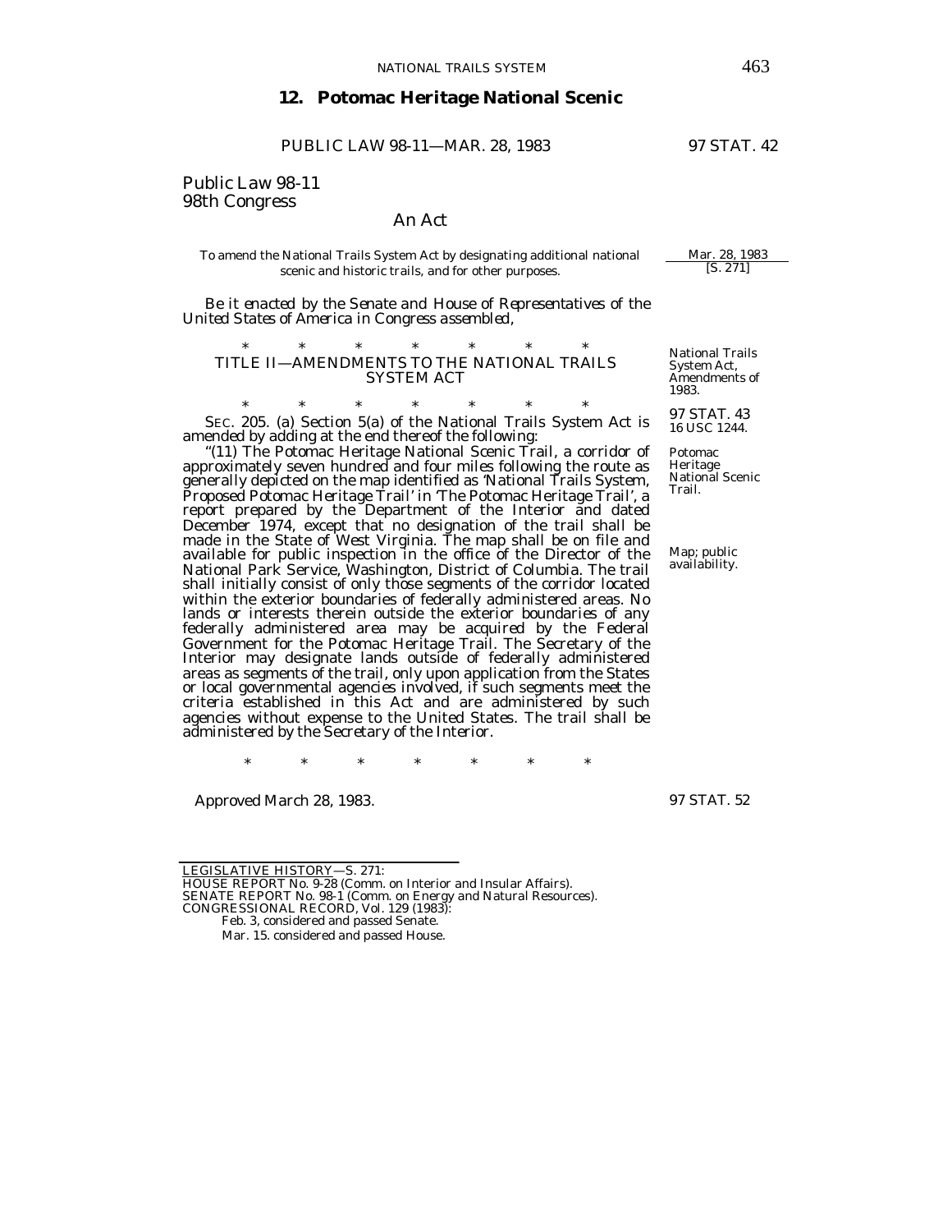## 12. Potomac Heritage National Scenic

PUBLIC LAW 98-11—MAR. 28, 1983 97 STAT. 42

Public Law 98-11
98th Congress

### An Act

To amend the National Trails System Act by designating additional national scenic and historic trails, and for other purposes.

Mar. 28, 1983
[S. 271]

*Be it enacted by the Senate and House of Representatives of the United States of America in Congress assembled,*

\*       \*       \*       \*       \*       \*       \*

TITLE II—AMENDMENTS TO THE NATIONAL TRAILS SYSTEM ACT

National Trails System Act, Amendments of 1983.

\*       \*       \*       \*       \*       \*       \*

97 STAT. 43
16 USC 1244.

SEC. 205. (a) Section 5(a) of the National Trails System Act is amended by adding at the end thereof the following:

Potomac Heritage National Scenic Trail.

"(11) The Potomac Heritage National Scenic Trail, a corridor of approximately seven hundred and four miles following the route as generally depicted on the map identified as 'National Trails System, Proposed Potomac Heritage Trail' in 'The Potomac Heritage Trail', a report prepared by the Department of the Interior and dated December 1974, except that no designation of the trail shall be made in the State of West Virginia. The map shall be on file and available for public inspection in the office of the Director of the National Park Service, Washington, District of Columbia. The trail shall initially consist of only those segments of the corridor located within the exterior boundaries of federally administered areas. No lands or interests therein outside the exterior boundaries of any federally administered area may be acquired by the Federal Government for the Potomac Heritage Trail. The Secretary of the Interior may designate lands outside of federally administered areas as segments of the trail, only upon application from the States or local governmental agencies involved, if such segments meet the criteria established in this Act and are administered by such agencies without expense to the United States. The trail shall be administered by the Secretary of the Interior.

Map; public availability.

\*       \*       \*       \*       \*       \*       \*

Approved March 28, 1983.

97 STAT. 52

---

LEGISLATIVE HISTORY—S. 271:
HOUSE REPORT No. 9-28 (Comm. on Interior and Insular Affairs).
SENATE REPORT No. 98-1 (Comm. on Energy and Natural Resources).
CONGRESSIONAL RECORD, Vol. 129 (1983):
Feb. 3, considered and passed Senate.
Mar. 15. considered and passed House.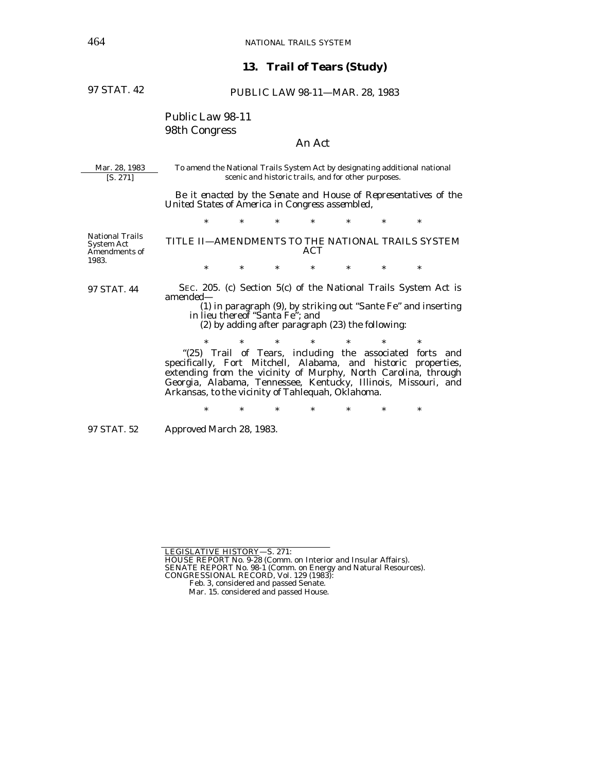## 13. Trail of Tears (Study)

97 STAT. 42 PUBLIC LAW 98-11—MAR. 28, 1983

Public Law 98-11
98th Congress

An Act

Mar. 28, 1983
[S. 271]

To amend the National Trails System Act by designating additional national scenic and historic trails, and for other purposes.

*Be it enacted by the Senate and House of Representatives of the United States of America in Congress assembled,*

\* \* \* \* \* \* \*

National Trails System Act Amendments of 1983.

TITLE II—AMENDMENTS TO THE NATIONAL TRAILS SYSTEM ACT

\* \* \* \* \* \* \*

97 STAT. 44

SEC. 205. (c) Section 5(c) of the National Trails System Act is amended—

(1) in paragraph (9), by striking out "Sante Fe" and inserting in lieu thereof "Santa Fe"; and

(2) by adding after paragraph (23) the following:

\* \* \* \* \* \* \*

"(25) Trail of Tears, including the associated forts and specifically, Fort Mitchell, Alabama, and historic properties, extending from the vicinity of Murphy, North Carolina, through Georgia, Alabama, Tennessee, Kentucky, Illinois, Missouri, and Arkansas, to the vicinity of Tahlequah, Oklahoma.

\* \* \* \* \* \* \*

97 STAT. 52 Approved March 28, 1983.

---

LEGISLATIVE HISTORY—S. 271:
HOUSE REPORT No. 9-28 (Comm. on Interior and Insular Affairs).
SENATE REPORT No. 98-1 (Comm. on Energy and Natural Resources).
CONGRESSIONAL RECORD, Vol. 129 (1983):
Feb. 3, considered and passed Senate.
Mar. 15. considered and passed House.